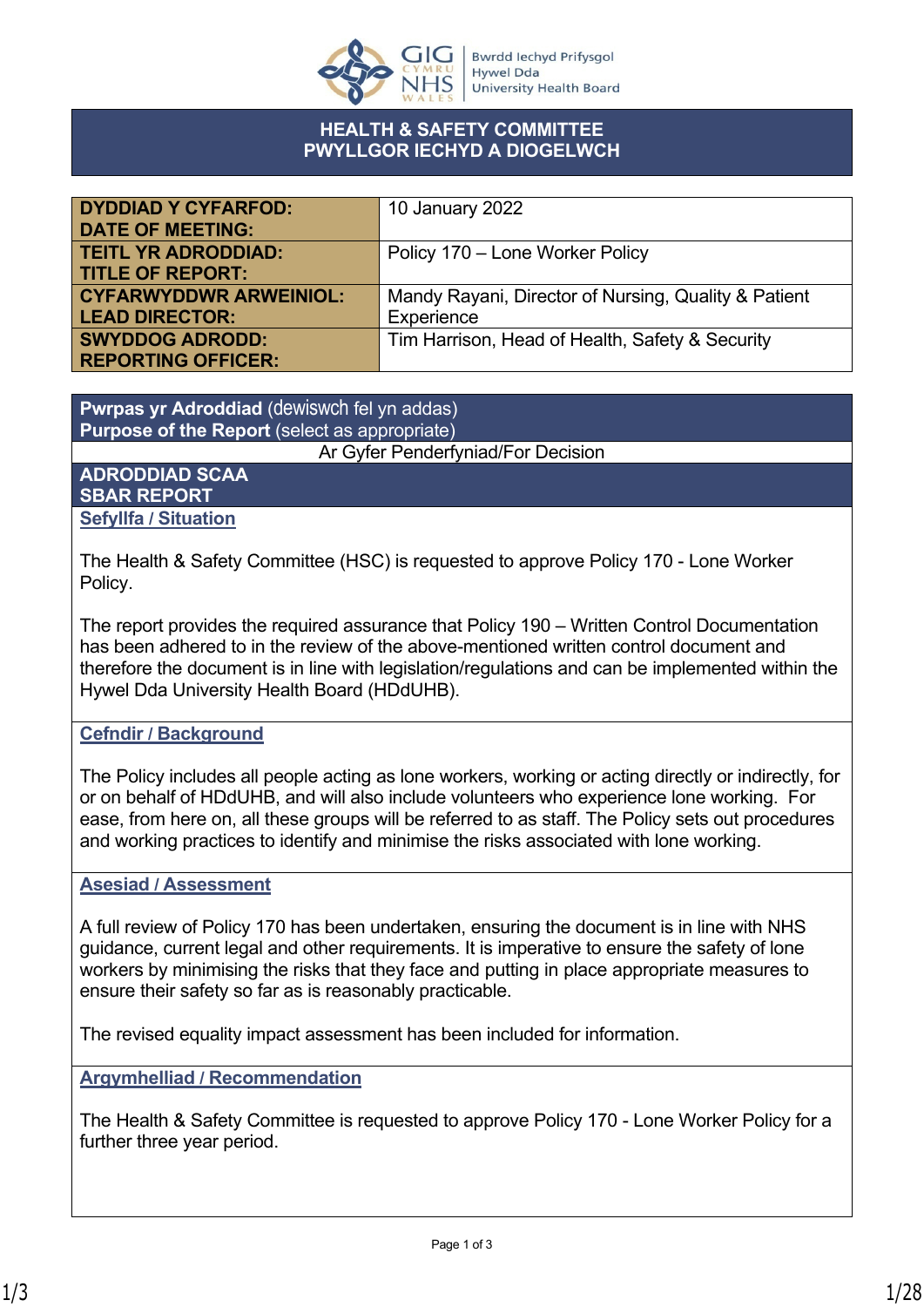# HEALTH & SAFETY COMMITTEE
# PWYLLGOR IECHYD A DIOGELWCH

| | |
|---|---|
| **DYDDIAD Y CYFARFOD: DATE OF MEETING:** | 10 January 2022 |
| **TEITL YR ADRODDIAD: TITLE OF REPORT:** | Policy 170 – Lone Worker Policy |
| **CYFARWYDDWR ARWEINIOL: LEAD DIRECTOR:** | Mandy Rayani, Director of Nursing, Quality & Patient Experience |
| **SWYDDOG ADRODD: REPORTING OFFICER:** | Tim Harrison, Head of Health, Safety & Security |

**Pwrpas yr Adroddiad** (dewiswch fel yn addas)
**Purpose of the Report** (select as appropriate)

Ar Gyfer Penderfyniad/For Decision

## ADRODDIAD SCAA
## SBAR REPORT

### Sefyllfa / Situation

The Health & Safety Committee (HSC) is requested to approve Policy 170 - Lone Worker Policy.

The report provides the required assurance that Policy 190 – Written Control Documentation has been adhered to in the review of the above-mentioned written control document and therefore the document is in line with legislation/regulations and can be implemented within the Hywel Dda University Health Board (HDdUHB).

### Cefndir / Background

The Policy includes all people acting as lone workers, working or acting directly or indirectly, for or on behalf of HDdUHB, and will also include volunteers who experience lone working. For ease, from here on, all these groups will be referred to as staff. The Policy sets out procedures and working practices to identify and minimise the risks associated with lone working.

### Asesiad / Assessment

A full review of Policy 170 has been undertaken, ensuring the document is in line with NHS guidance, current legal and other requirements. It is imperative to ensure the safety of lone workers by minimising the risks that they face and putting in place appropriate measures to ensure their safety so far as is reasonably practicable.

The revised equality impact assessment has been included for information.

### Argymhelliad / Recommendation

The Health & Safety Committee is requested to approve Policy 170 - Lone Worker Policy for a further three year period.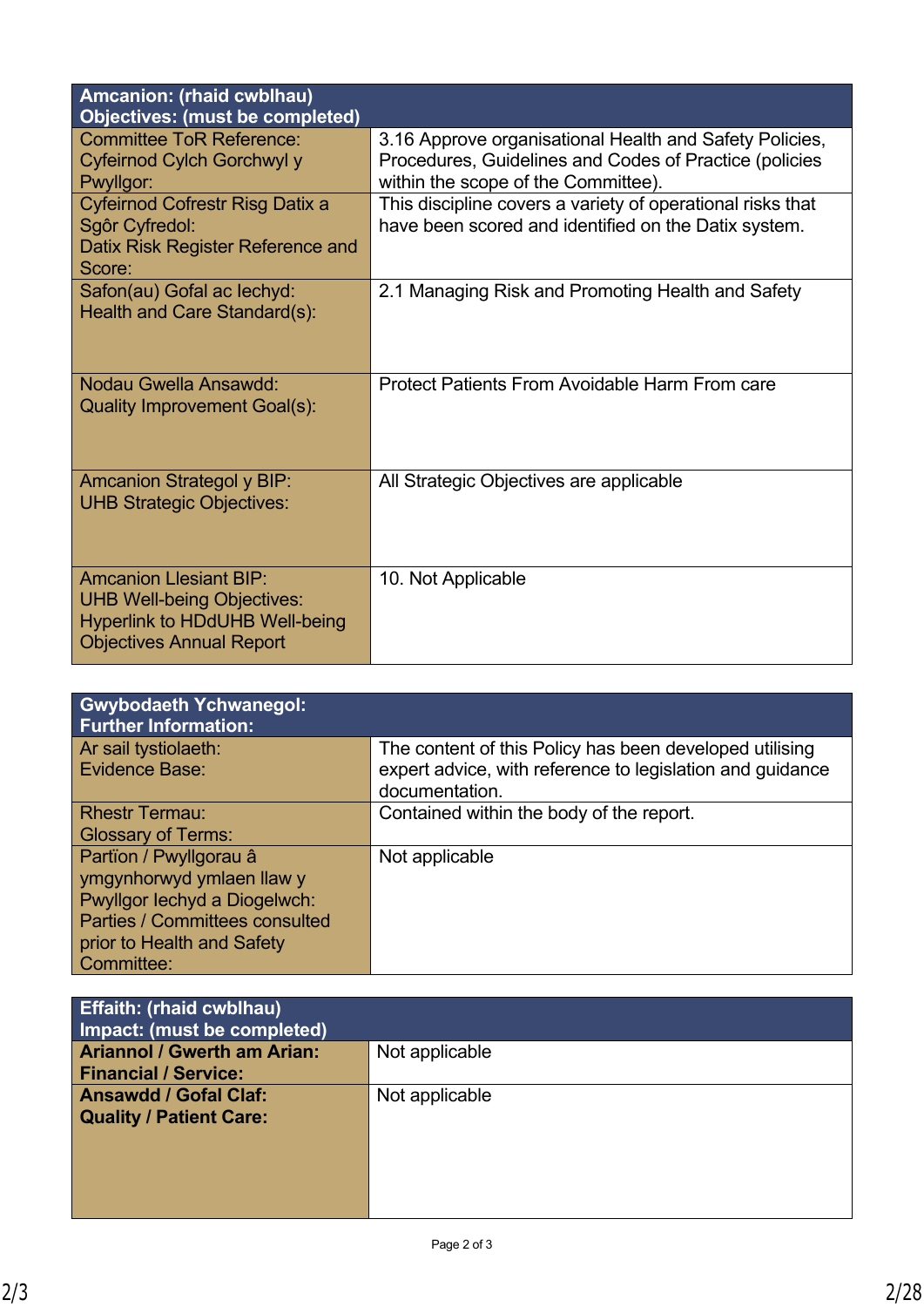| Amcanion: (rhaid cwblhau)<br>Objectives: (must be completed) | |
|---|---|
| Committee ToR Reference:<br>Cyfeirnod Cylch Gorchwyl y Pwyllgor: | 3.16 Approve organisational Health and Safety Policies, Procedures, Guidelines and Codes of Practice (policies within the scope of the Committee). |
| Cyfeirnod Cofrestr Risg Datix a Sgôr Cyfredol:<br>Datix Risk Register Reference and Score: | This discipline covers a variety of operational risks that have been scored and identified on the Datix system. |
| Safon(au) Gofal ac Iechyd:<br>Health and Care Standard(s): | 2.1 Managing Risk and Promoting Health and Safety |
| Nodau Gwella Ansawdd:<br>Quality Improvement Goal(s): | Protect Patients From Avoidable Harm From care |
| Amcanion Strategol y BIP:<br>UHB Strategic Objectives: | All Strategic Objectives are applicable |
| Amcanion Llesiant BIP:<br>UHB Well-being Objectives:<br>Hyperlink to HDdUHB Well-being Objectives Annual Report | 10. Not Applicable |

| Gwybodaeth Ychwanegol:<br>Further Information: | |
|---|---|
| Ar sail tystiolaeth:<br>Evidence Base: | The content of this Policy has been developed utilising expert advice, with reference to legislation and guidance documentation. |
| Rhestr Termau:<br>Glossary of Terms: | Contained within the body of the report. |
| Partïon / Pwyllgorau â ymgynhorwyd ymlaen llaw y Pwyllgor Iechyd a Diogelwch:<br>Parties / Committees consulted prior to Health and Safety Committee: | Not applicable |

| Effaith: (rhaid cwblhau)<br>Impact: (must be completed) | |
|---|---|
| **Ariannol / Gwerth am Arian:<br>Financial / Service:** | Not applicable |
| **Ansawdd / Gofal Claf:<br>Quality / Patient Care:** | Not applicable |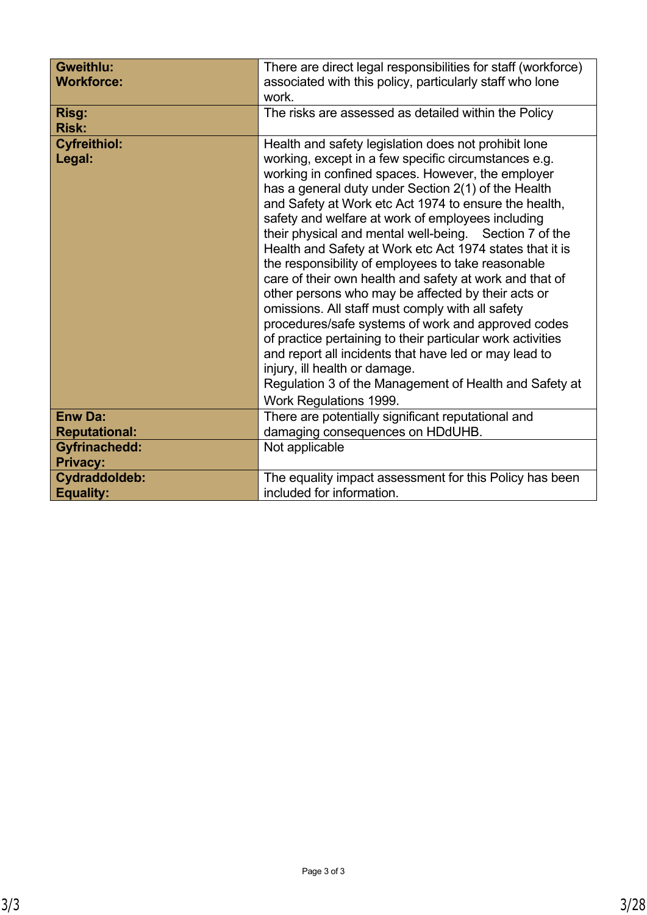| | |
|---|---|
| **Gweithlu: Workforce:** | There are direct legal responsibilities for staff (workforce) associated with this policy, particularly staff who lone work. |
| **Risg: Risk:** | The risks are assessed as detailed within the Policy |
| **Cyfreithiol: Legal:** | Health and safety legislation does not prohibit lone working, except in a few specific circumstances e.g. working in confined spaces. However, the employer has a general duty under Section 2(1) of the Health and Safety at Work etc Act 1974 to ensure the health, safety and welfare at work of employees including their physical and mental well-being. Section 7 of the Health and Safety at Work etc Act 1974 states that it is the responsibility of employees to take reasonable care of their own health and safety at work and that of other persons who may be affected by their acts or omissions. All staff must comply with all safety procedures/safe systems of work and approved codes of practice pertaining to their particular work activities and report all incidents that have led or may lead to injury, ill health or damage.<br>Regulation 3 of the Management of Health and Safety at Work Regulations 1999. |
| **Enw Da: Reputational:** | There are potentially significant reputational and damaging consequences on HDdUHB. |
| **Gyfrinachedd: Privacy:** | Not applicable |
| **Cydraddoldeb: Equality:** | The equality impact assessment for this Policy has been included for information. |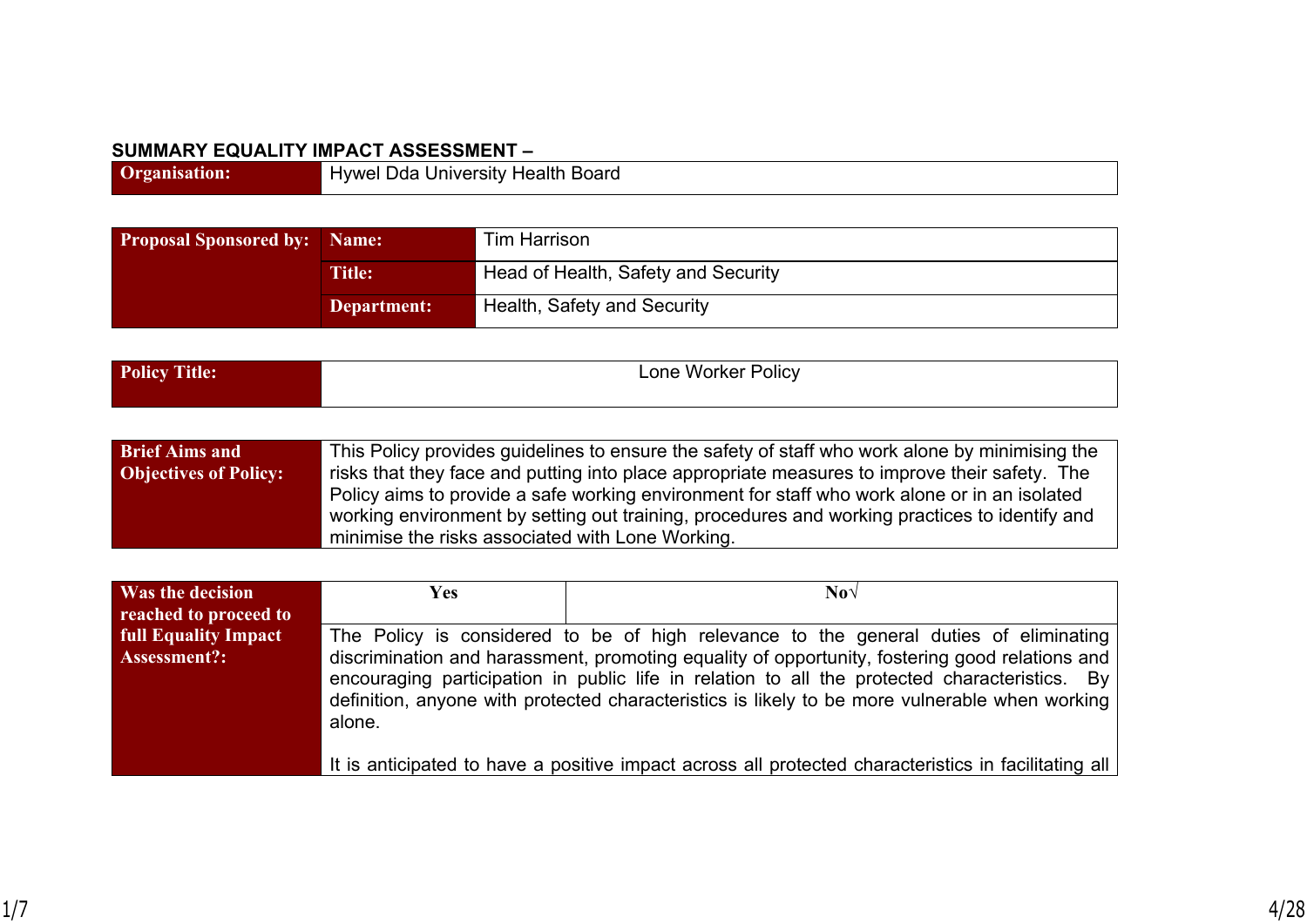## SUMMARY EQUALITY IMPACT ASSESSMENT –

| **Organisation:** | Hywel Dda University Health Board |
|---|---|

| **Proposal Sponsored by:** | **Name:** | Tim Harrison |
|---|---|---|
| | **Title:** | Head of Health, Safety and Security |
| | **Department:** | Health, Safety and Security |

| **Policy Title:** | Lone Worker Policy |
|---|---|

| **Brief Aims and Objectives of Policy:** | This Policy provides guidelines to ensure the safety of staff who work alone by minimising the risks that they face and putting into place appropriate measures to improve their safety. The Policy aims to provide a safe working environment for staff who work alone or in an isolated working environment by setting out training, procedures and working practices to identify and minimise the risks associated with Lone Working. |
|---|---|

| **Was the decision reached to proceed to full Equality Impact Assessment?:** | **Yes** | **No√** |
|---|---|---|
| | The Policy is considered to be of high relevance to the general duties of eliminating discrimination and harassment, promoting equality of opportunity, fostering good relations and encouraging participation in public life in relation to all the protected characteristics. By definition, anyone with protected characteristics is likely to be more vulnerable when working alone.<br><br>It is anticipated to have a positive impact across all protected characteristics in facilitating all | |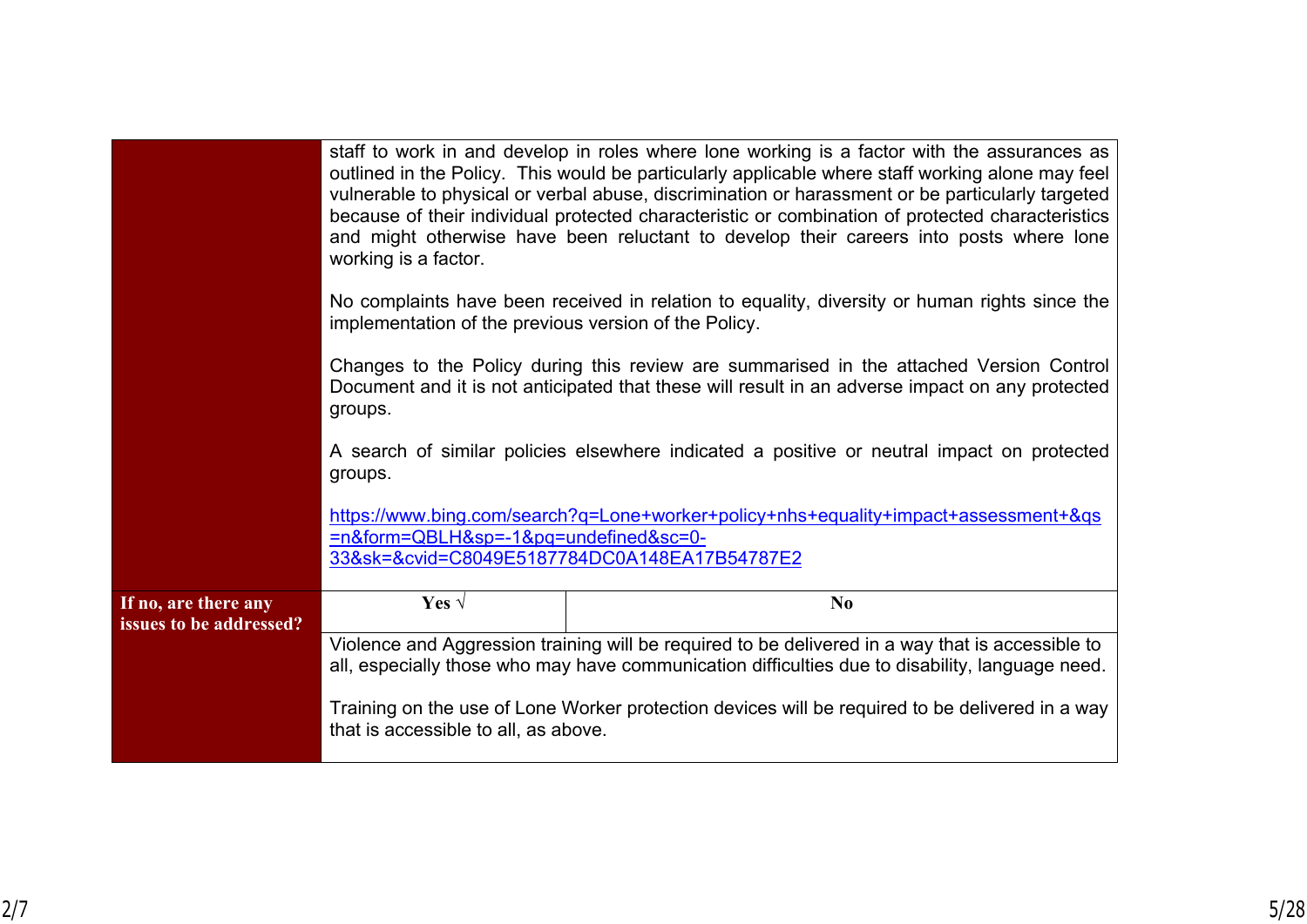| | | |
|---|---|---|
| | staff to work in and develop in roles where lone working is a factor with the assurances as outlined in the Policy. This would be particularly applicable where staff working alone may feel vulnerable to physical or verbal abuse, discrimination or harassment or be particularly targeted because of their individual protected characteristic or combination of protected characteristics and might otherwise have been reluctant to develop their careers into posts where lone working is a factor.<br><br>No complaints have been received in relation to equality, diversity or human rights since the implementation of the previous version of the Policy.<br><br>Changes to the Policy during this review are summarised in the attached Version Control Document and it is not anticipated that these will result in an adverse impact on any protected groups.<br><br>A search of similar policies elsewhere indicated a positive or neutral impact on protected groups.<br><br>https://www.bing.com/search?q=Lone+worker+policy+nhs+equality+impact+assessment+&qs=n&form=QBLH&sp=-1&pq=undefined&sc=0-33&sk=&cvid=C8049E5187784DC0A148EA17B54787E2 | |
| **If no, are there any issues to be addressed?** | **Yes √** | **No** |
| | Violence and Aggression training will be required to be delivered in a way that is accessible to all, especially those who may have communication difficulties due to disability, language need.<br><br>Training on the use of Lone Worker protection devices will be required to be delivered in a way that is accessible to all, as above. | |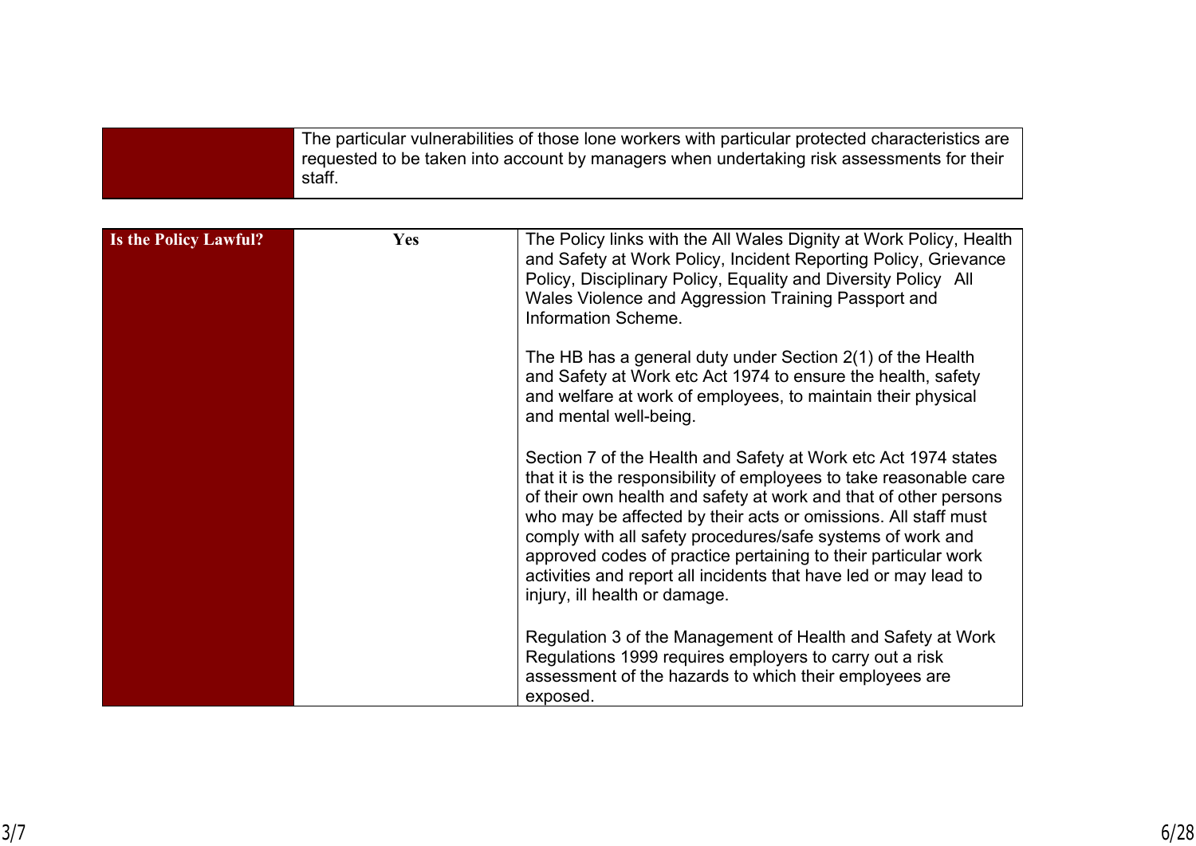| | |
|---|---|
| | The particular vulnerabilities of those lone workers with particular protected characteristics are requested to be taken into account by managers when undertaking risk assessments for their staff. |

| **Is the Policy Lawful?** | **Yes** | |
|---|---|---|
| | | The Policy links with the All Wales Dignity at Work Policy, Health and Safety at Work Policy, Incident Reporting Policy, Grievance Policy, Disciplinary Policy, Equality and Diversity Policy All Wales Violence and Aggression Training Passport and Information Scheme.<br><br>The HB has a general duty under Section 2(1) of the Health and Safety at Work etc Act 1974 to ensure the health, safety and welfare at work of employees, to maintain their physical and mental well-being.<br><br>Section 7 of the Health and Safety at Work etc Act 1974 states that it is the responsibility of employees to take reasonable care of their own health and safety at work and that of other persons who may be affected by their acts or omissions. All staff must comply with all safety procedures/safe systems of work and approved codes of practice pertaining to their particular work activities and report all incidents that have led or may lead to injury, ill health or damage.<br><br>Regulation 3 of the Management of Health and Safety at Work Regulations 1999 requires employers to carry out a risk assessment of the hazards to which their employees are exposed. |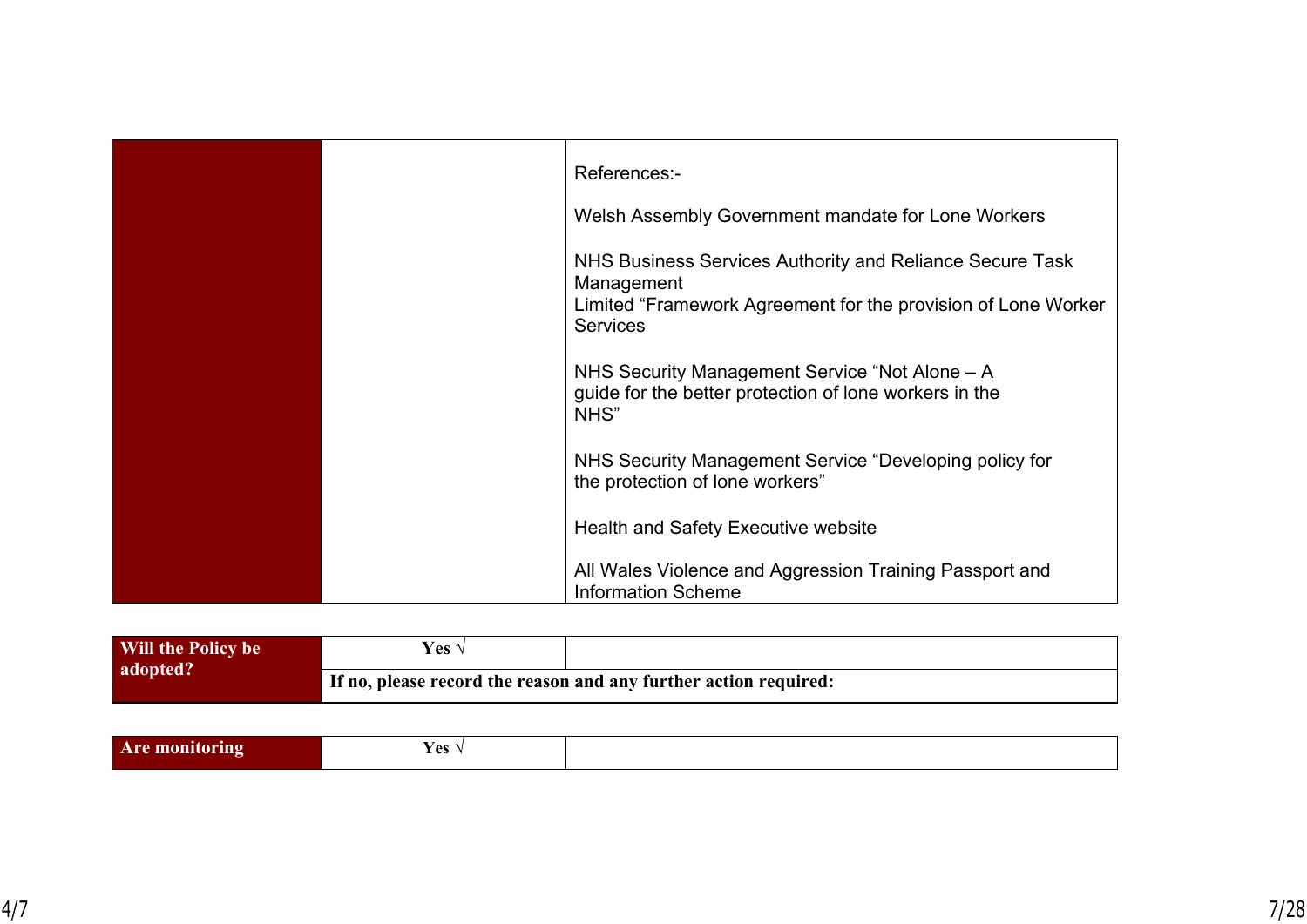| | | References:-<br><br>Welsh Assembly Government mandate for Lone Workers<br><br>NHS Business Services Authority and Reliance Secure Task Management<br>Limited "Framework Agreement for the provision of Lone Worker Services<br><br>NHS Security Management Service "Not Alone – A guide for the better protection of lone workers in the NHS"<br><br>NHS Security Management Service "Developing policy for the protection of lone workers"<br><br>Health and Safety Executive website<br><br>All Wales Violence and Aggression Training Passport and Information Scheme |
|---|---|---|

| **Will the Policy be adopted?** | **Yes √** | |
|---|---|---|
| | **If no, please record the reason and any further action required:** | |

| **Are monitoring** | **Yes √** | |
|---|---|---|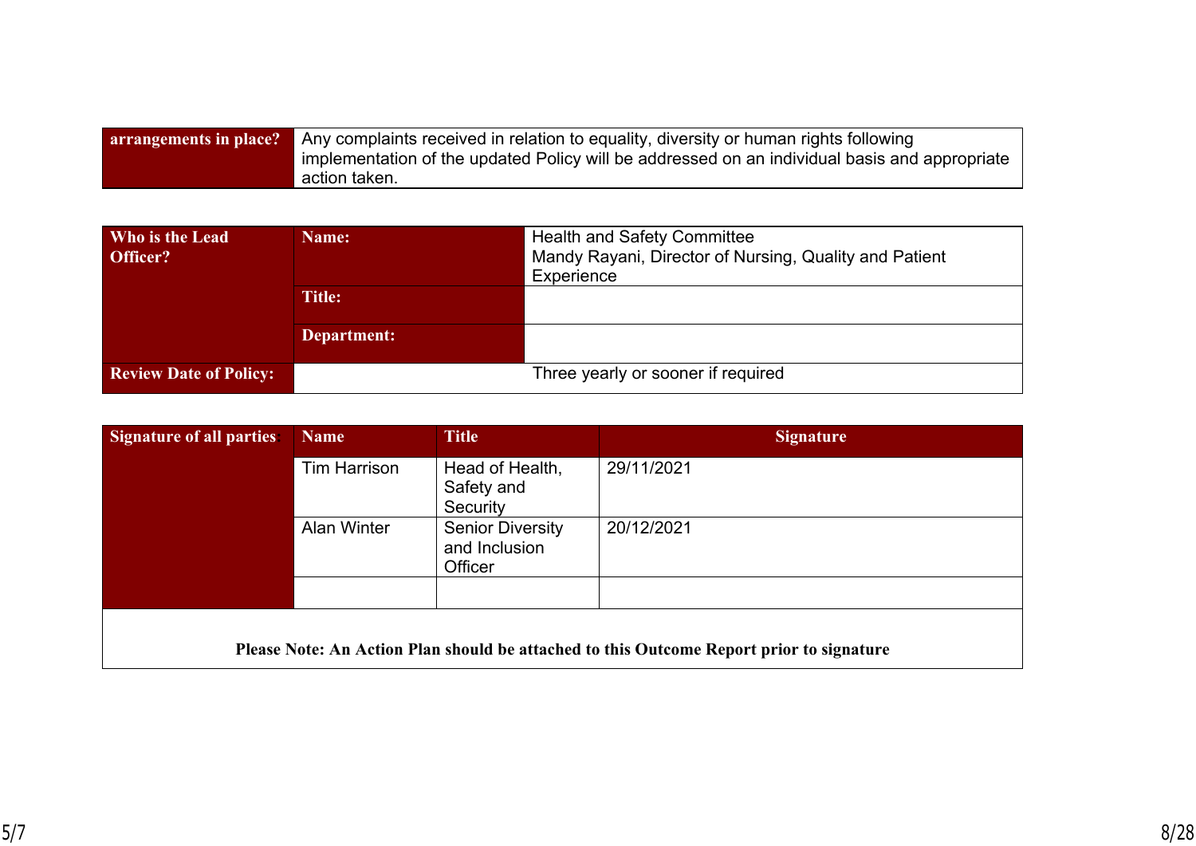| arrangements in place? | Any complaints received in relation to equality, diversity or human rights following implementation of the updated Policy will be addressed on an individual basis and appropriate action taken. |
|---|---|

| Who is the Lead Officer? | Name: | Health and Safety Committee<br>Mandy Rayani, Director of Nursing, Quality and Patient Experience |
|---|---|---|
| | Title: | |
| | Department: | |
| Review Date of Policy: | Three yearly or sooner if required | |

| Signature of all parties: | Name | Title | Signature |
|---|---|---|---|
| | Tim Harrison | Head of Health, Safety and Security | 29/11/2021 |
| | Alan Winter | Senior Diversity and Inclusion Officer | 20/12/2021 |
| | | | |

**Please Note: An Action Plan should be attached to this Outcome Report prior to signature**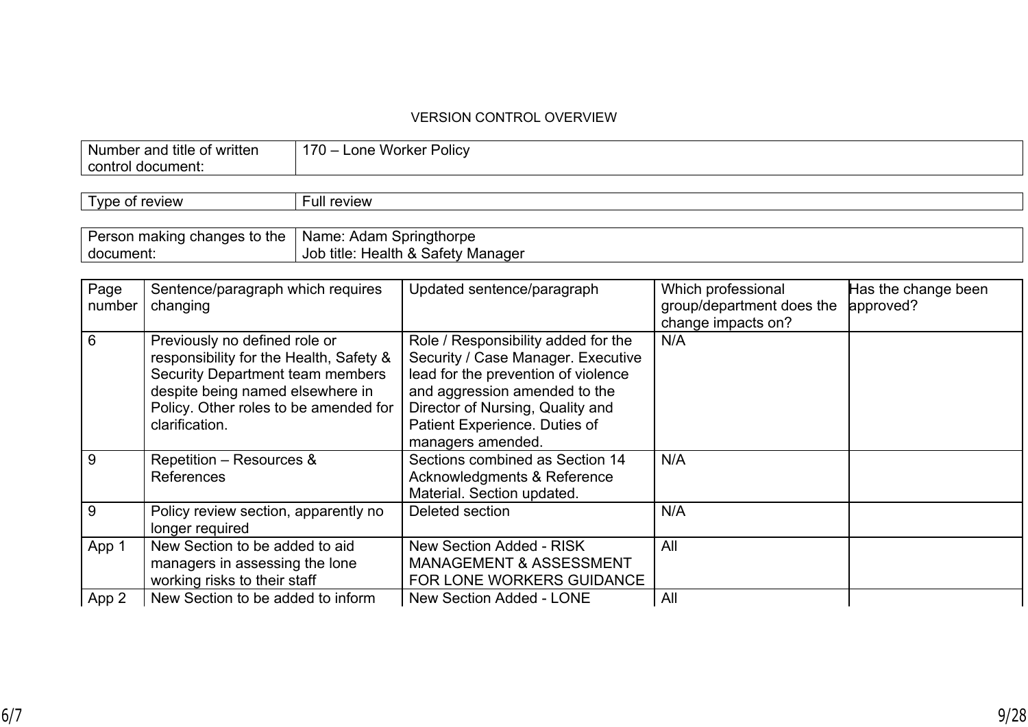VERSION CONTROL OVERVIEW

| Number and title of written control document: | 170 – Lone Worker Policy |
|---|---|

| Type of review | Full review |
|---|---|

| Person making changes to the document: | Name: Adam Springthorpe<br>Job title: Health & Safety Manager |
|---|---|

| Page number | Sentence/paragraph which requires changing | Updated sentence/paragraph | Which professional group/department does the change impacts on? | Has the change been approved? |
|---|---|---|---|---|
| 6 | Previously no defined role or responsibility for the Health, Safety & Security Department team members despite being named elsewhere in Policy. Other roles to be amended for clarification. | Role / Responsibility added for the Security / Case Manager. Executive lead for the prevention of violence and aggression amended to the Director of Nursing, Quality and Patient Experience. Duties of managers amended. | N/A | |
| 9 | Repetition – Resources & References | Sections combined as Section 14 Acknowledgments & Reference Material. Section updated. | N/A | |
| 9 | Policy review section, apparently no longer required | Deleted section | N/A | |
| App 1 | New Section to be added to aid managers in assessing the lone working risks to their staff | New Section Added - RISK MANAGEMENT & ASSESSMENT FOR LONE WORKERS GUIDANCE | All | |
| App 2 | New Section to be added to inform | New Section Added - LONE | All | |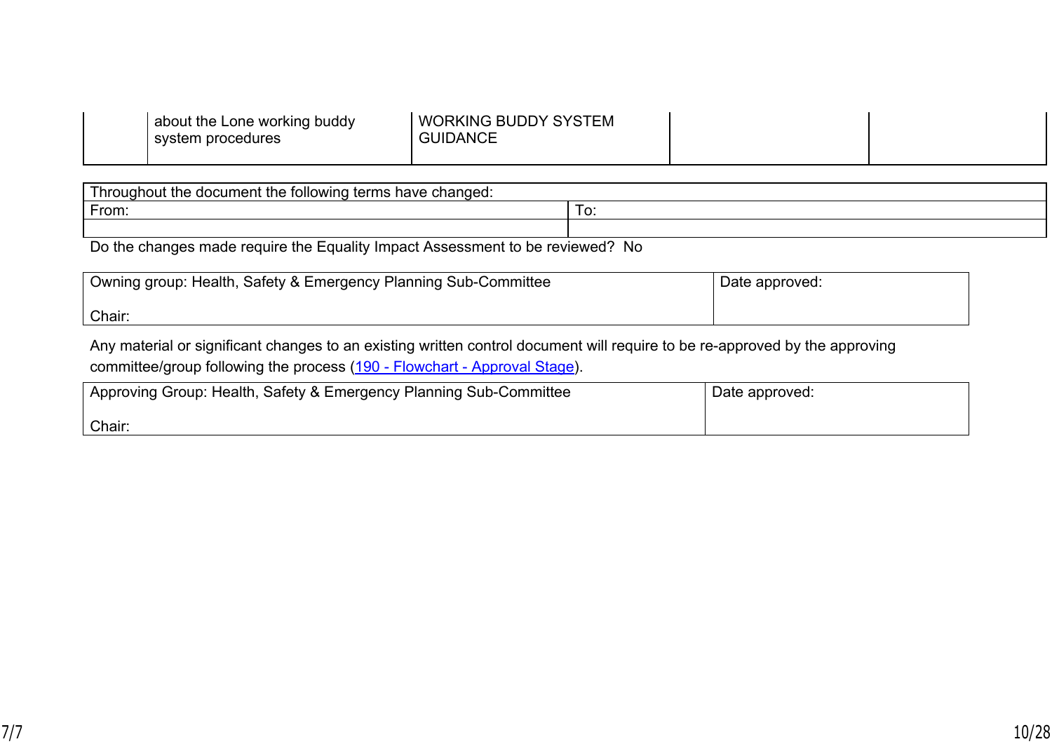| | | | | |
|---|---|---|---|---|
| | about the Lone working buddy system procedures | WORKING BUDDY SYSTEM GUIDANCE | | |

| Throughout the document the following terms have changed: | |
|---|---|
| From: | To: |
| | |

Do the changes made require the Equality Impact Assessment to be reviewed? No

| Owning group: Health, Safety & Emergency Planning Sub-Committee<br><br>Chair: | Date approved: |
|---|---|

Any material or significant changes to an existing written control document will require to be re-approved by the approving committee/group following the process (190 - Flowchart - Approval Stage).

| Approving Group: Health, Safety & Emergency Planning Sub-Committee<br><br>Chair: | Date approved: |
|---|---|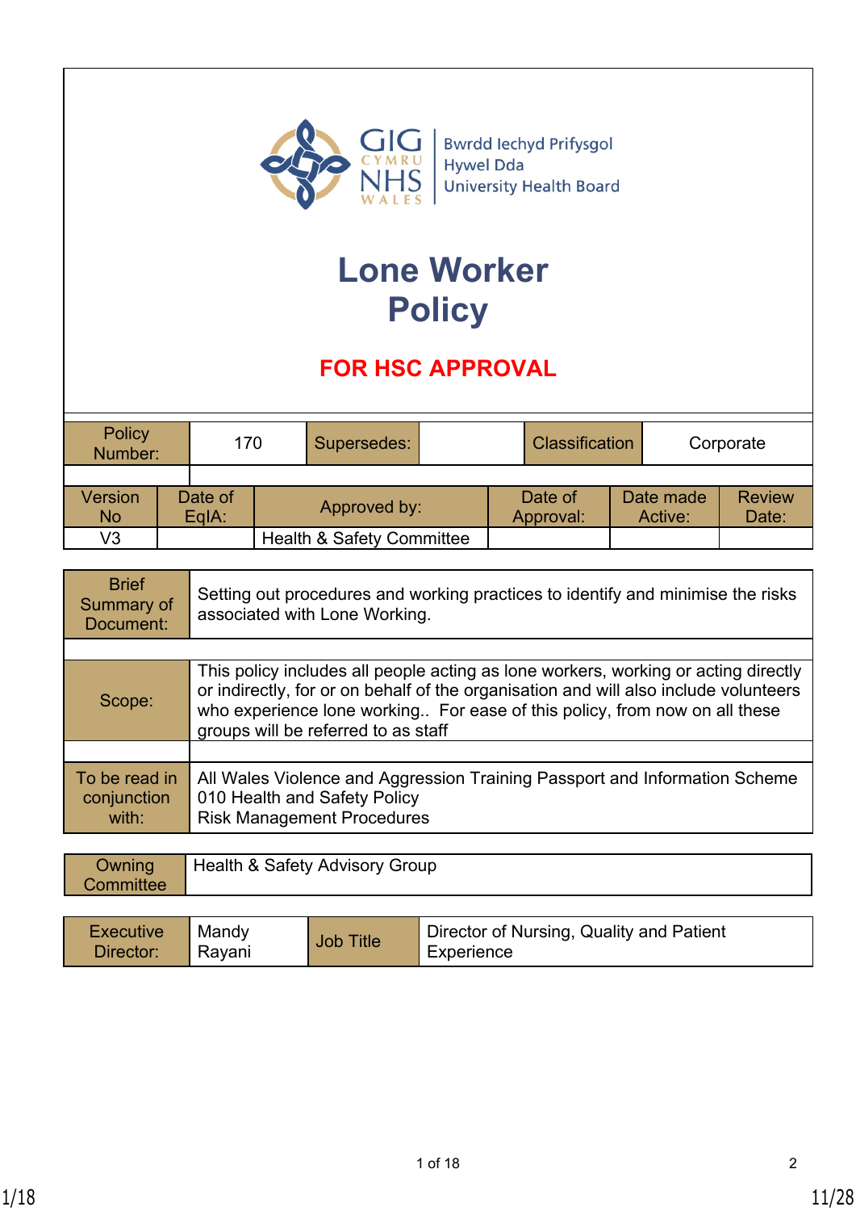Bwrdd Iechyd Prifysgol Hywel Dda University Health Board

# Lone Worker Policy

**FOR HSC APPROVAL**

| Policy Number: | 170 | Supersedes: | | Classification | Corporate |
|---|---|---|---|---|---|

| Version No | Date of EqIA: | Approved by: | Date of Approval: | Date made Active: | Review Date: |
|---|---|---|---|---|---|
| V3 | | Health & Safety Committee | | | |

| | |
|---|---|
| Brief Summary of Document: | Setting out procedures and working practices to identify and minimise the risks associated with Lone Working. |
| Scope: | This policy includes all people acting as lone workers, working or acting directly or indirectly, for or on behalf of the organisation and will also include volunteers who experience lone working.. For ease of this policy, from now on all these groups will be referred to as staff |
| To be read in conjunction with: | All Wales Violence and Aggression Training Passport and Information Scheme<br>010 Health and Safety Policy<br>Risk Management Procedures |

| | |
|---|---|
| Owning Committee | Health & Safety Advisory Group |

| Executive Director: | Mandy Rayani | Job Title | Director of Nursing, Quality and Patient Experience |
|---|---|---|---|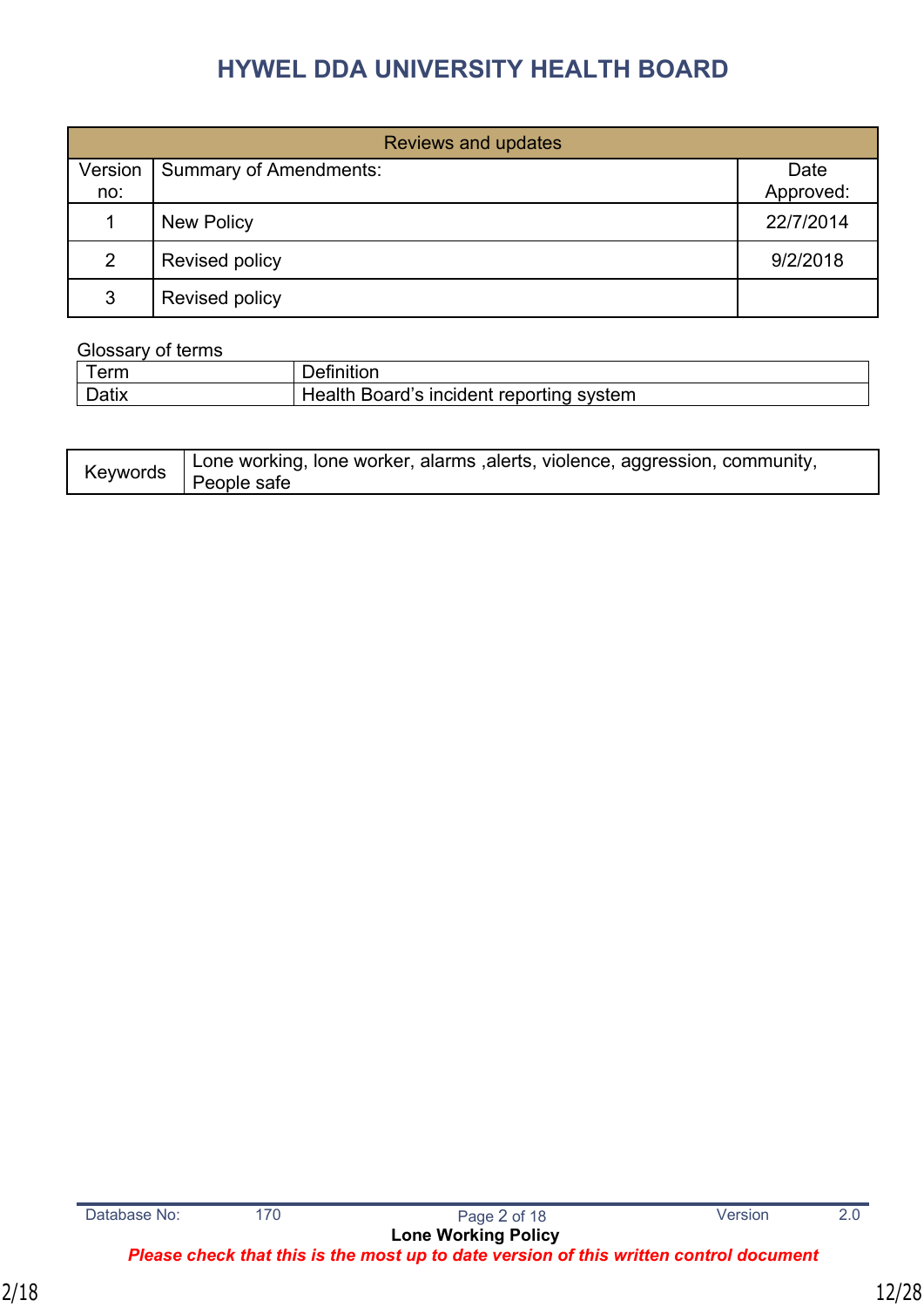# HYWEL DDA UNIVERSITY HEALTH BOARD

| Reviews and updates | | |
|---|---|---|
| Version no: | Summary of Amendments: | Date Approved: |
| 1 | New Policy | 22/7/2014 |
| 2 | Revised policy | 9/2/2018 |
| 3 | Revised policy | |

Glossary of terms

| Term | Definition |
|---|---|
| Datix | Health Board's incident reporting system |

| Keywords | Lone working, lone worker, alarms ,alerts, violence, aggression, community, People safe |
|---|---|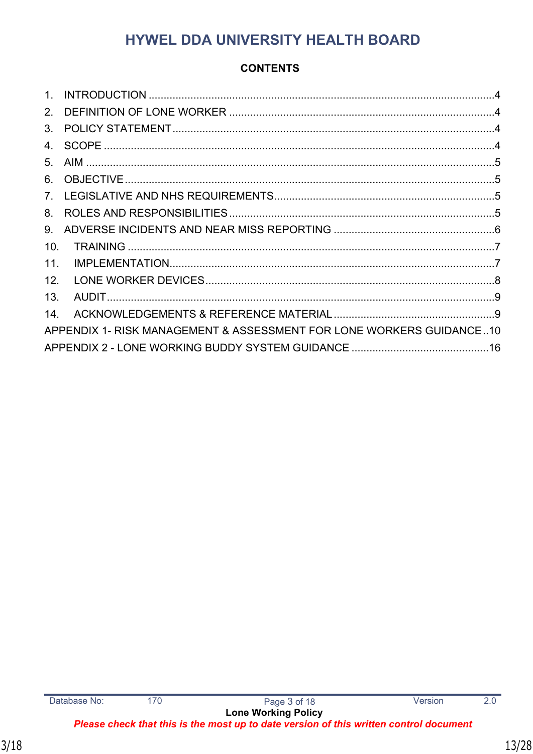# HYWEL DDA UNIVERSITY HEALTH BOARD

**CONTENTS**

1. INTRODUCTION ....................................................................................................................4
2. DEFINITION OF LONE WORKER .........................................................................................4
3. POLICY STATEMENT ............................................................................................................4
4. SCOPE ...................................................................................................................................4
5. AIM .........................................................................................................................................5
6. OBJECTIVE ............................................................................................................................5
7. LEGISLATIVE AND NHS REQUIREMENTS ..........................................................................5
8. ROLES AND RESPONSIBILITIES .........................................................................................5
9. ADVERSE INCIDENTS AND NEAR MISS REPORTING ......................................................6
10. TRAINING ...........................................................................................................................7
11. IMPLEMENTATION .............................................................................................................7
12. LONE WORKER DEVICES .................................................................................................8
13. AUDIT ...................................................................................................................................9
14. ACKNOWLEDGEMENTS & REFERENCE MATERIAL ......................................................9

APPENDIX 1- RISK MANAGEMENT & ASSESSMENT FOR LONE WORKERS GUIDANCE ..10

APPENDIX 2 - LONE WORKING BUDDY SYSTEM GUIDANCE ..............................................16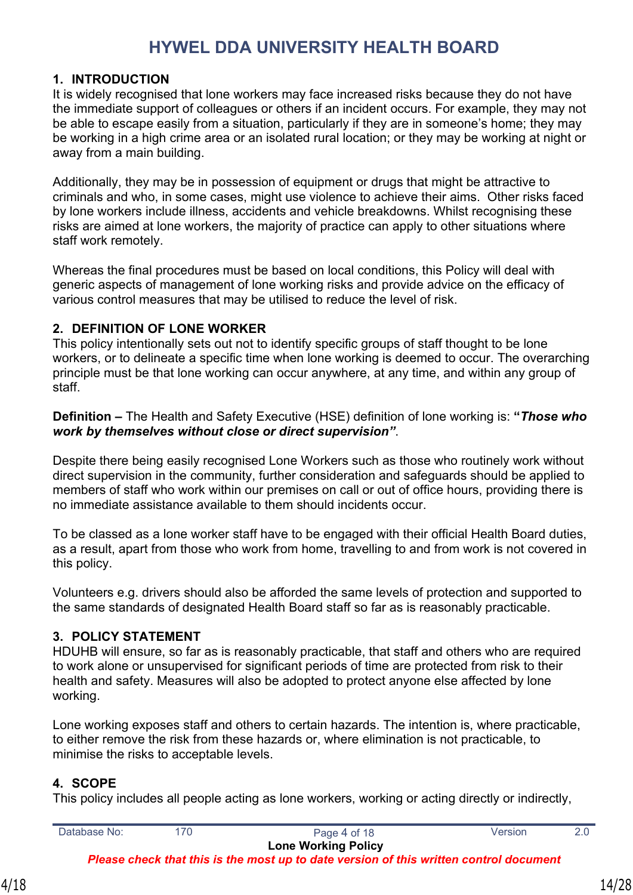# HYWEL DDA UNIVERSITY HEALTH BOARD

## 1. INTRODUCTION

It is widely recognised that lone workers may face increased risks because they do not have the immediate support of colleagues or others if an incident occurs. For example, they may not be able to escape easily from a situation, particularly if they are in someone's home; they may be working in a high crime area or an isolated rural location; or they may be working at night or away from a main building.

Additionally, they may be in possession of equipment or drugs that might be attractive to criminals and who, in some cases, might use violence to achieve their aims. Other risks faced by lone workers include illness, accidents and vehicle breakdowns. Whilst recognising these risks are aimed at lone workers, the majority of practice can apply to other situations where staff work remotely.

Whereas the final procedures must be based on local conditions, this Policy will deal with generic aspects of management of lone working risks and provide advice on the efficacy of various control measures that may be utilised to reduce the level of risk.

## 2. DEFINITION OF LONE WORKER

This policy intentionally sets out not to identify specific groups of staff thought to be lone workers, or to delineate a specific time when lone working is deemed to occur. The overarching principle must be that lone working can occur anywhere, at any time, and within any group of staff.

**Definition –** The Health and Safety Executive (HSE) definition of lone working is: **"*Those who work by themselves without close or direct supervision*"**.

Despite there being easily recognised Lone Workers such as those who routinely work without direct supervision in the community, further consideration and safeguards should be applied to members of staff who work within our premises on call or out of office hours, providing there is no immediate assistance available to them should incidents occur.

To be classed as a lone worker staff have to be engaged with their official Health Board duties, as a result, apart from those who work from home, travelling to and from work is not covered in this policy.

Volunteers e.g. drivers should also be afforded the same levels of protection and supported to the same standards of designated Health Board staff so far as is reasonably practicable.

## 3. POLICY STATEMENT

HDUHB will ensure, so far as is reasonably practicable, that staff and others who are required to work alone or unsupervised for significant periods of time are protected from risk to their health and safety. Measures will also be adopted to protect anyone else affected by lone working.

Lone working exposes staff and others to certain hazards. The intention is, where practicable, to either remove the risk from these hazards or, where elimination is not practicable, to minimise the risks to acceptable levels.

## 4. SCOPE

This policy includes all people acting as lone workers, working or acting directly or indirectly,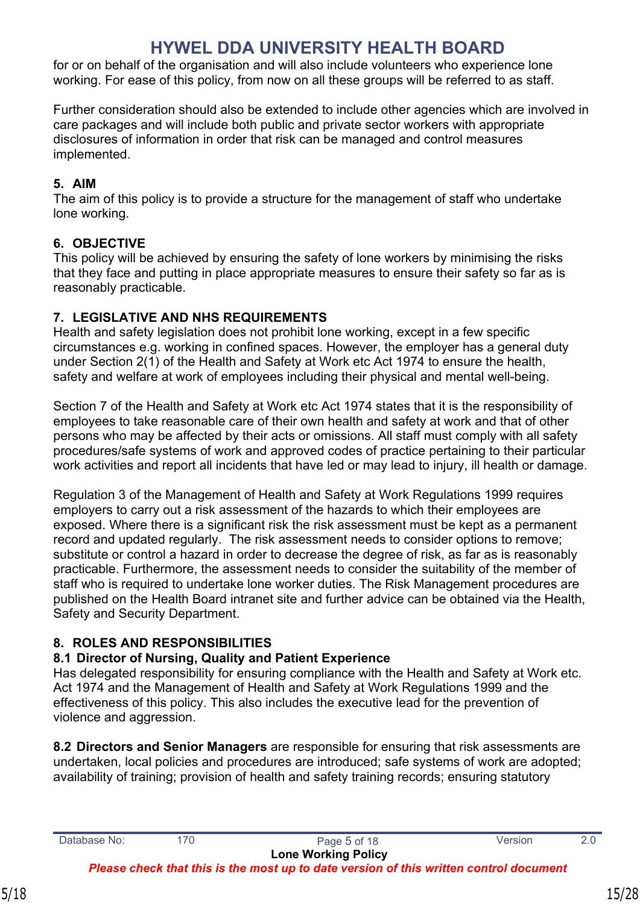for or on behalf of the organisation and will also include volunteers who experience lone working. For ease of this policy, from now on all these groups will be referred to as staff.

Further consideration should also be extended to include other agencies which are involved in care packages and will include both public and private sector workers with appropriate disclosures of information in order that risk can be managed and control measures implemented.

## 5. AIM

The aim of this policy is to provide a structure for the management of staff who undertake lone working.

## 6. OBJECTIVE

This policy will be achieved by ensuring the safety of lone workers by minimising the risks that they face and putting in place appropriate measures to ensure their safety so far as is reasonably practicable.

## 7. LEGISLATIVE AND NHS REQUIREMENTS

Health and safety legislation does not prohibit lone working, except in a few specific circumstances e.g. working in confined spaces. However, the employer has a general duty under Section 2(1) of the Health and Safety at Work etc Act 1974 to ensure the health, safety and welfare at work of employees including their physical and mental well-being.

Section 7 of the Health and Safety at Work etc Act 1974 states that it is the responsibility of employees to take reasonable care of their own health and safety at work and that of other persons who may be affected by their acts or omissions. All staff must comply with all safety procedures/safe systems of work and approved codes of practice pertaining to their particular work activities and report all incidents that have led or may lead to injury, ill health or damage.

Regulation 3 of the Management of Health and Safety at Work Regulations 1999 requires employers to carry out a risk assessment of the hazards to which their employees are exposed. Where there is a significant risk the risk assessment must be kept as a permanent record and updated regularly. The risk assessment needs to consider options to remove; substitute or control a hazard in order to decrease the degree of risk, as far as is reasonably practicable. Furthermore, the assessment needs to consider the suitability of the member of staff who is required to undertake lone worker duties. The Risk Management procedures are published on the Health Board intranet site and further advice can be obtained via the Health, Safety and Security Department.

## 8. ROLES AND RESPONSIBILITIES

### 8.1 Director of Nursing, Quality and Patient Experience

Has delegated responsibility for ensuring compliance with the Health and Safety at Work etc. Act 1974 and the Management of Health and Safety at Work Regulations 1999 and the effectiveness of this policy. This also includes the executive lead for the prevention of violence and aggression.

**8.2 Directors and Senior Managers** are responsible for ensuring that risk assessments are undertaken, local policies and procedures are introduced; safe systems of work are adopted; availability of training; provision of health and safety training records; ensuring statutory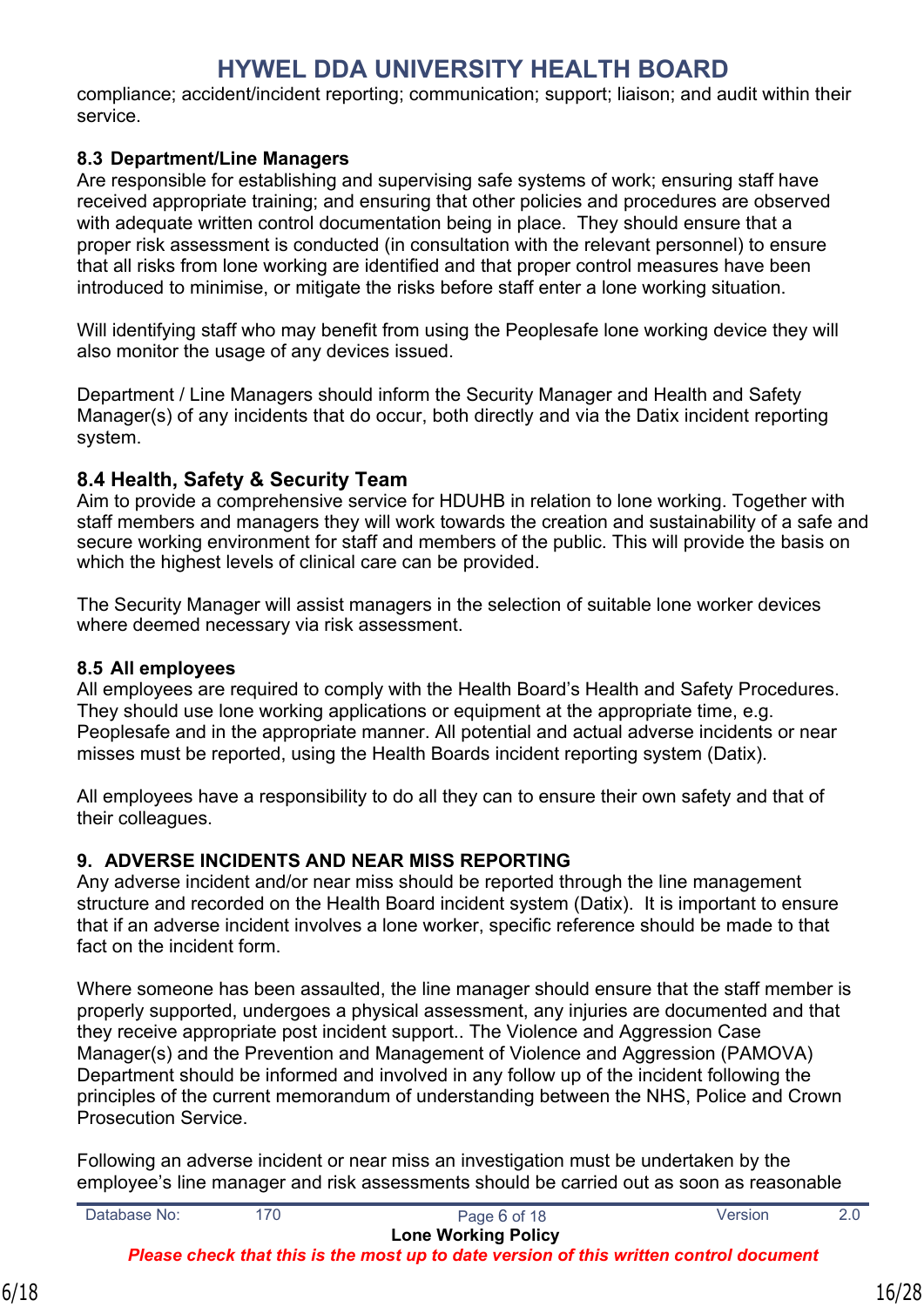compliance; accident/incident reporting; communication; support; liaison; and audit within their service.

### 8.3 Department/Line Managers

Are responsible for establishing and supervising safe systems of work; ensuring staff have received appropriate training; and ensuring that other policies and procedures are observed with adequate written control documentation being in place. They should ensure that a proper risk assessment is conducted (in consultation with the relevant personnel) to ensure that all risks from lone working are identified and that proper control measures have been introduced to minimise, or mitigate the risks before staff enter a lone working situation.

Will identifying staff who may benefit from using the Peoplesafe lone working device they will also monitor the usage of any devices issued.

Department / Line Managers should inform the Security Manager and Health and Safety Manager(s) of any incidents that do occur, both directly and via the Datix incident reporting system.

### 8.4 Health, Safety & Security Team

Aim to provide a comprehensive service for HDUHB in relation to lone working. Together with staff members and managers they will work towards the creation and sustainability of a safe and secure working environment for staff and members of the public. This will provide the basis on which the highest levels of clinical care can be provided.

The Security Manager will assist managers in the selection of suitable lone worker devices where deemed necessary via risk assessment.

### 8.5 All employees

All employees are required to comply with the Health Board's Health and Safety Procedures. They should use lone working applications or equipment at the appropriate time, e.g. Peoplesafe and in the appropriate manner. All potential and actual adverse incidents or near misses must be reported, using the Health Boards incident reporting system (Datix).

All employees have a responsibility to do all they can to ensure their own safety and that of their colleagues.

## 9. ADVERSE INCIDENTS AND NEAR MISS REPORTING

Any adverse incident and/or near miss should be reported through the line management structure and recorded on the Health Board incident system (Datix). It is important to ensure that if an adverse incident involves a lone worker, specific reference should be made to that fact on the incident form.

Where someone has been assaulted, the line manager should ensure that the staff member is properly supported, undergoes a physical assessment, any injuries are documented and that they receive appropriate post incident support.. The Violence and Aggression Case Manager(s) and the Prevention and Management of Violence and Aggression (PAMOVA) Department should be informed and involved in any follow up of the incident following the principles of the current memorandum of understanding between the NHS, Police and Crown Prosecution Service.

Following an adverse incident or near miss an investigation must be undertaken by the employee's line manager and risk assessments should be carried out as soon as reasonable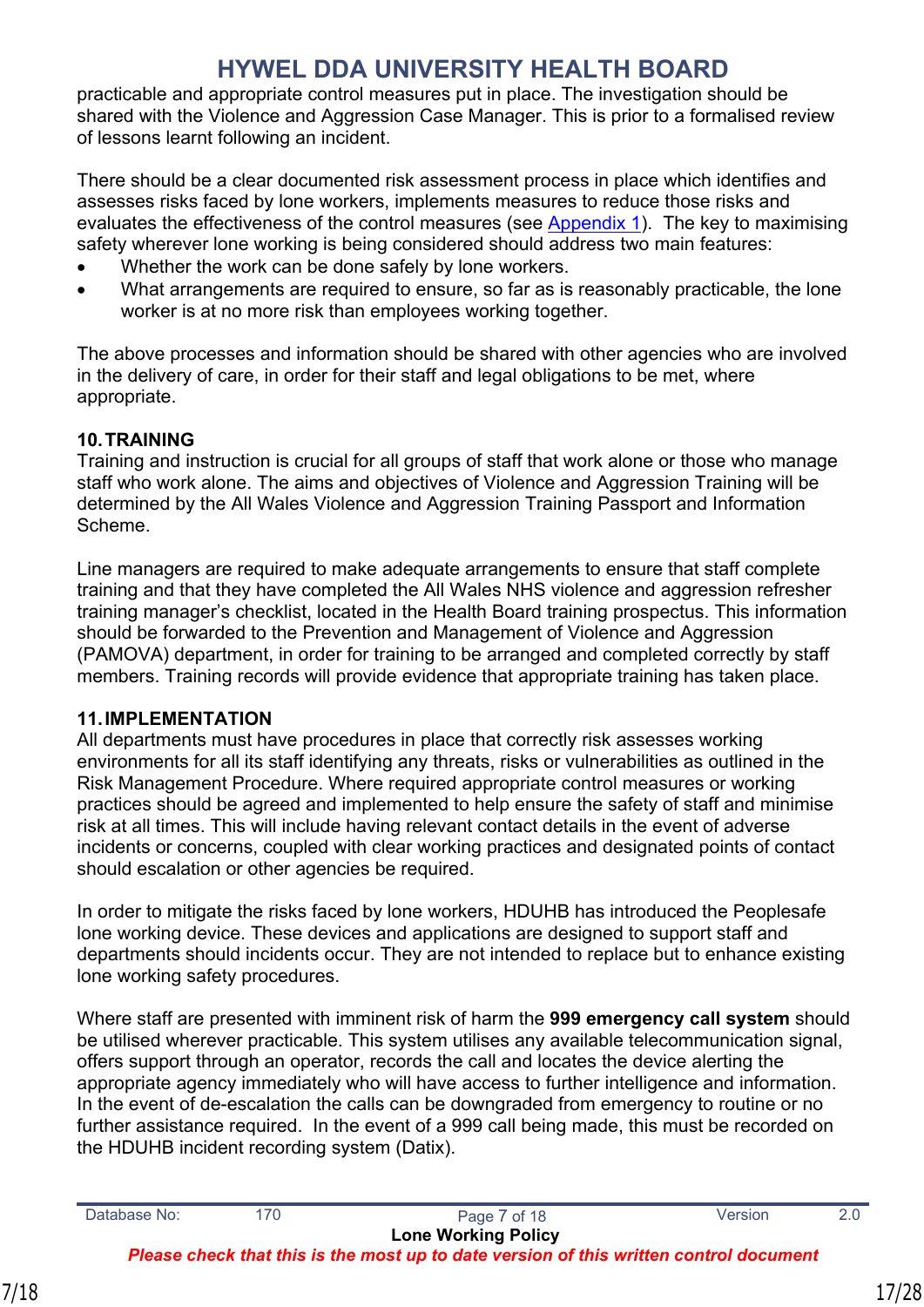practicable and appropriate control measures put in place. The investigation should be shared with the Violence and Aggression Case Manager. This is prior to a formalised review of lessons learnt following an incident.

There should be a clear documented risk assessment process in place which identifies and assesses risks faced by lone workers, implements measures to reduce those risks and evaluates the effectiveness of the control measures (see Appendix 1). The key to maximising safety wherever lone working is being considered should address two main features:

- Whether the work can be done safely by lone workers.
- What arrangements are required to ensure, so far as is reasonably practicable, the lone worker is at no more risk than employees working together.

The above processes and information should be shared with other agencies who are involved in the delivery of care, in order for their staff and legal obligations to be met, where appropriate.

## 10. TRAINING

Training and instruction is crucial for all groups of staff that work alone or those who manage staff who work alone. The aims and objectives of Violence and Aggression Training will be determined by the All Wales Violence and Aggression Training Passport and Information Scheme.

Line managers are required to make adequate arrangements to ensure that staff complete training and that they have completed the All Wales NHS violence and aggression refresher training manager's checklist, located in the Health Board training prospectus. This information should be forwarded to the Prevention and Management of Violence and Aggression (PAMOVA) department, in order for training to be arranged and completed correctly by staff members. Training records will provide evidence that appropriate training has taken place.

## 11. IMPLEMENTATION

All departments must have procedures in place that correctly risk assesses working environments for all its staff identifying any threats, risks or vulnerabilities as outlined in the Risk Management Procedure. Where required appropriate control measures or working practices should be agreed and implemented to help ensure the safety of staff and minimise risk at all times. This will include having relevant contact details in the event of adverse incidents or concerns, coupled with clear working practices and designated points of contact should escalation or other agencies be required.

In order to mitigate the risks faced by lone workers, HDUHB has introduced the Peoplesafe lone working device. These devices and applications are designed to support staff and departments should incidents occur. They are not intended to replace but to enhance existing lone working safety procedures.

Where staff are presented with imminent risk of harm the **999 emergency call system** should be utilised wherever practicable. This system utilises any available telecommunication signal, offers support through an operator, records the call and locates the device alerting the appropriate agency immediately who will have access to further intelligence and information. In the event of de-escalation the calls can be downgraded from emergency to routine or no further assistance required. In the event of a 999 call being made, this must be recorded on the HDUHB incident recording system (Datix).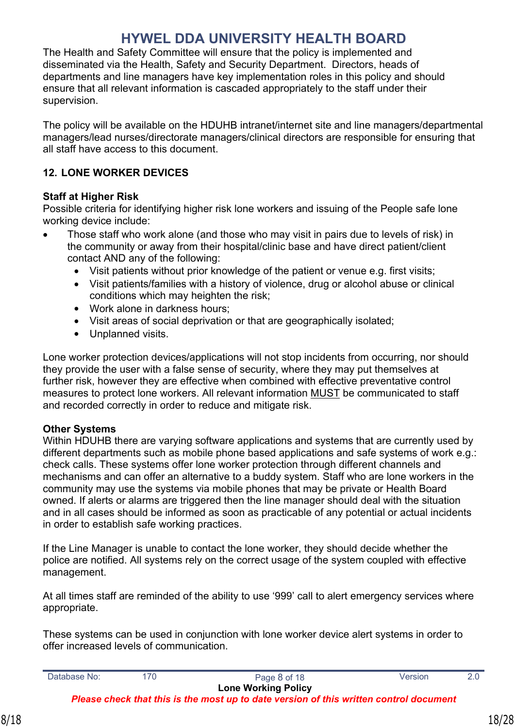The Health and Safety Committee will ensure that the policy is implemented and disseminated via the Health, Safety and Security Department. Directors, heads of departments and line managers have key implementation roles in this policy and should ensure that all relevant information is cascaded appropriately to the staff under their supervision.

The policy will be available on the HDUHB intranet/internet site and line managers/departmental managers/lead nurses/directorate managers/clinical directors are responsible for ensuring that all staff have access to this document.

## 12. LONE WORKER DEVICES

**Staff at Higher Risk**

Possible criteria for identifying higher risk lone workers and issuing of the People safe lone working device include:

- Those staff who work alone (and those who may visit in pairs due to levels of risk) in the community or away from their hospital/clinic base and have direct patient/client contact AND any of the following:
  - Visit patients without prior knowledge of the patient or venue e.g. first visits;
  - Visit patients/families with a history of violence, drug or alcohol abuse or clinical conditions which may heighten the risk;
  - Work alone in darkness hours;
  - Visit areas of social deprivation or that are geographically isolated;
  - Unplanned visits.

Lone worker protection devices/applications will not stop incidents from occurring, nor should they provide the user with a false sense of security, where they may put themselves at further risk, however they are effective when combined with effective preventative control measures to protect lone workers. All relevant information MUST be communicated to staff and recorded correctly in order to reduce and mitigate risk.

**Other Systems**

Within HDUHB there are varying software applications and systems that are currently used by different departments such as mobile phone based applications and safe systems of work e.g.: check calls. These systems offer lone worker protection through different channels and mechanisms and can offer an alternative to a buddy system. Staff who are lone workers in the community may use the systems via mobile phones that may be private or Health Board owned. If alerts or alarms are triggered then the line manager should deal with the situation and in all cases should be informed as soon as practicable of any potential or actual incidents in order to establish safe working practices.

If the Line Manager is unable to contact the lone worker, they should decide whether the police are notified. All systems rely on the correct usage of the system coupled with effective management.

At all times staff are reminded of the ability to use '999' call to alert emergency services where appropriate.

These systems can be used in conjunction with lone worker device alert systems in order to offer increased levels of communication.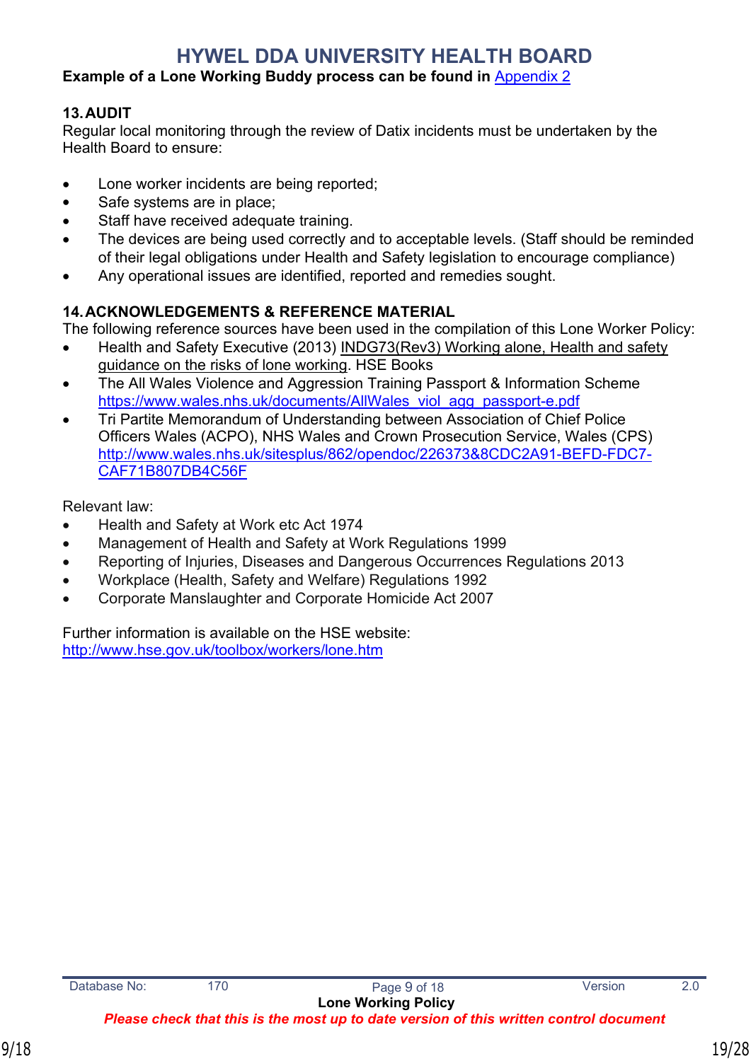**Example of a Lone Working Buddy process can be found in** Appendix 2

## 13. AUDIT

Regular local monitoring through the review of Datix incidents must be undertaken by the Health Board to ensure:

- Lone worker incidents are being reported;
- Safe systems are in place;
- Staff have received adequate training.
- The devices are being used correctly and to acceptable levels. (Staff should be reminded of their legal obligations under Health and Safety legislation to encourage compliance)
- Any operational issues are identified, reported and remedies sought.

## 14. ACKNOWLEDGEMENTS & REFERENCE MATERIAL

The following reference sources have been used in the compilation of this Lone Worker Policy:

- Health and Safety Executive (2013) INDG73(Rev3) Working alone, Health and safety guidance on the risks of lone working. HSE Books
- The All Wales Violence and Aggression Training Passport & Information Scheme https://www.wales.nhs.uk/documents/AllWales_viol_agg_passport-e.pdf
- Tri Partite Memorandum of Understanding between Association of Chief Police Officers Wales (ACPO), NHS Wales and Crown Prosecution Service, Wales (CPS) http://www.wales.nhs.uk/sitesplus/862/opendoc/226373&8CDC2A91-BEFD-FDC7-CAF71B807DB4C56F

Relevant law:

- Health and Safety at Work etc Act 1974
- Management of Health and Safety at Work Regulations 1999
- Reporting of Injuries, Diseases and Dangerous Occurrences Regulations 2013
- Workplace (Health, Safety and Welfare) Regulations 1992
- Corporate Manslaughter and Corporate Homicide Act 2007

Further information is available on the HSE website:
http://www.hse.gov.uk/toolbox/workers/lone.htm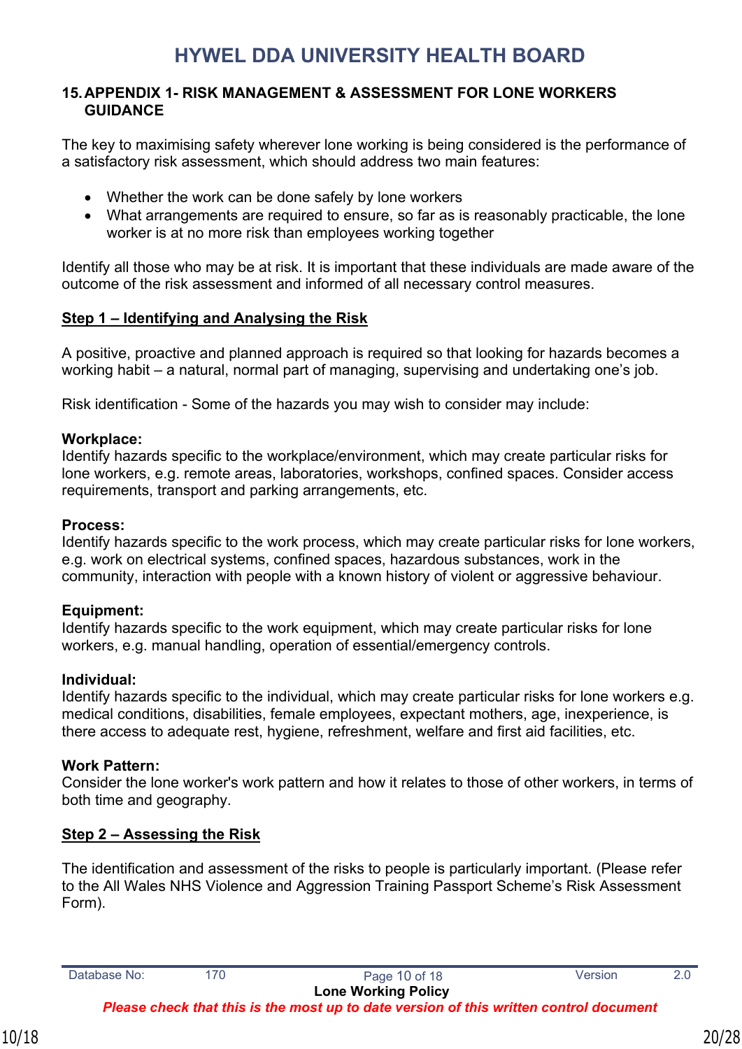## 15. APPENDIX 1- RISK MANAGEMENT & ASSESSMENT FOR LONE WORKERS GUIDANCE

The key to maximising safety wherever lone working is being considered is the performance of a satisfactory risk assessment, which should address two main features:

- Whether the work can be done safely by lone workers
- What arrangements are required to ensure, so far as is reasonably practicable, the lone worker is at no more risk than employees working together

Identify all those who may be at risk. It is important that these individuals are made aware of the outcome of the risk assessment and informed of all necessary control measures.

### Step 1 – Identifying and Analysing the Risk

A positive, proactive and planned approach is required so that looking for hazards becomes a working habit – a natural, normal part of managing, supervising and undertaking one's job.

Risk identification - Some of the hazards you may wish to consider may include:

**Workplace:**
Identify hazards specific to the workplace/environment, which may create particular risks for lone workers, e.g. remote areas, laboratories, workshops, confined spaces. Consider access requirements, transport and parking arrangements, etc.

**Process:**
Identify hazards specific to the work process, which may create particular risks for lone workers, e.g. work on electrical systems, confined spaces, hazardous substances, work in the community, interaction with people with a known history of violent or aggressive behaviour.

**Equipment:**
Identify hazards specific to the work equipment, which may create particular risks for lone workers, e.g. manual handling, operation of essential/emergency controls.

**Individual:**
Identify hazards specific to the individual, which may create particular risks for lone workers e.g. medical conditions, disabilities, female employees, expectant mothers, age, inexperience, is there access to adequate rest, hygiene, refreshment, welfare and first aid facilities, etc.

**Work Pattern:**
Consider the lone worker's work pattern and how it relates to those of other workers, in terms of both time and geography.

### Step 2 – Assessing the Risk

The identification and assessment of the risks to people is particularly important. (Please refer to the All Wales NHS Violence and Aggression Training Passport Scheme's Risk Assessment Form).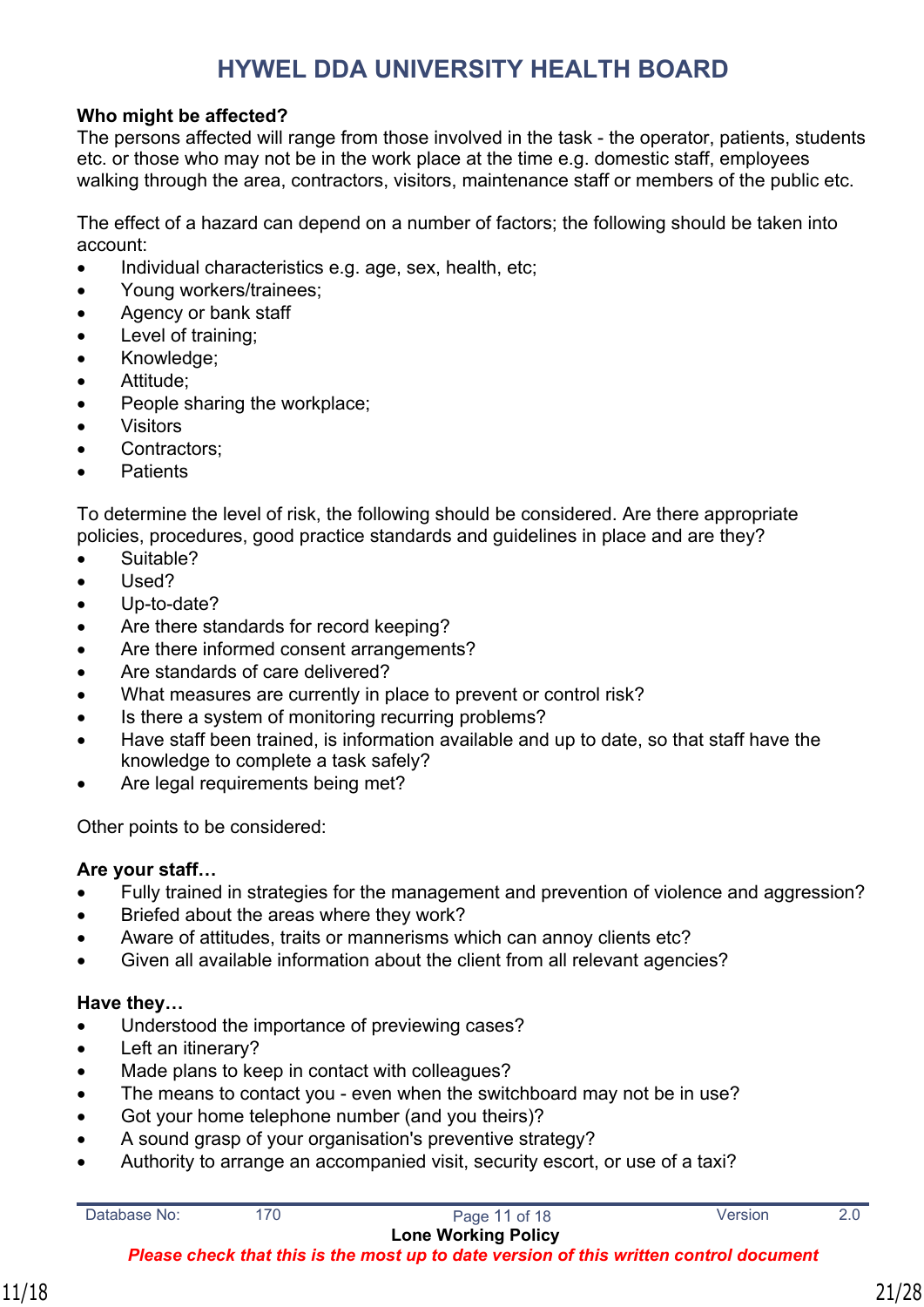**Who might be affected?**
The persons affected will range from those involved in the task - the operator, patients, students etc. or those who may not be in the work place at the time e.g. domestic staff, employees walking through the area, contractors, visitors, maintenance staff or members of the public etc.

The effect of a hazard can depend on a number of factors; the following should be taken into account:

- Individual characteristics e.g. age, sex, health, etc;
- Young workers/trainees;
- Agency or bank staff
- Level of training;
- Knowledge;
- Attitude;
- People sharing the workplace;
- Visitors
- Contractors;
- Patients

To determine the level of risk, the following should be considered. Are there appropriate policies, procedures, good practice standards and guidelines in place and are they?

- Suitable?
- Used?
- Up-to-date?
- Are there standards for record keeping?
- Are there informed consent arrangements?
- Are standards of care delivered?
- What measures are currently in place to prevent or control risk?
- Is there a system of monitoring recurring problems?
- Have staff been trained, is information available and up to date, so that staff have the knowledge to complete a task safely?
- Are legal requirements being met?

Other points to be considered:

**Are your staff…**

- Fully trained in strategies for the management and prevention of violence and aggression?
- Briefed about the areas where they work?
- Aware of attitudes, traits or mannerisms which can annoy clients etc?
- Given all available information about the client from all relevant agencies?

**Have they…**

- Understood the importance of previewing cases?
- Left an itinerary?
- Made plans to keep in contact with colleagues?
- The means to contact you - even when the switchboard may not be in use?
- Got your home telephone number (and you theirs)?
- A sound grasp of your organisation's preventive strategy?
- Authority to arrange an accompanied visit, security escort, or use of a taxi?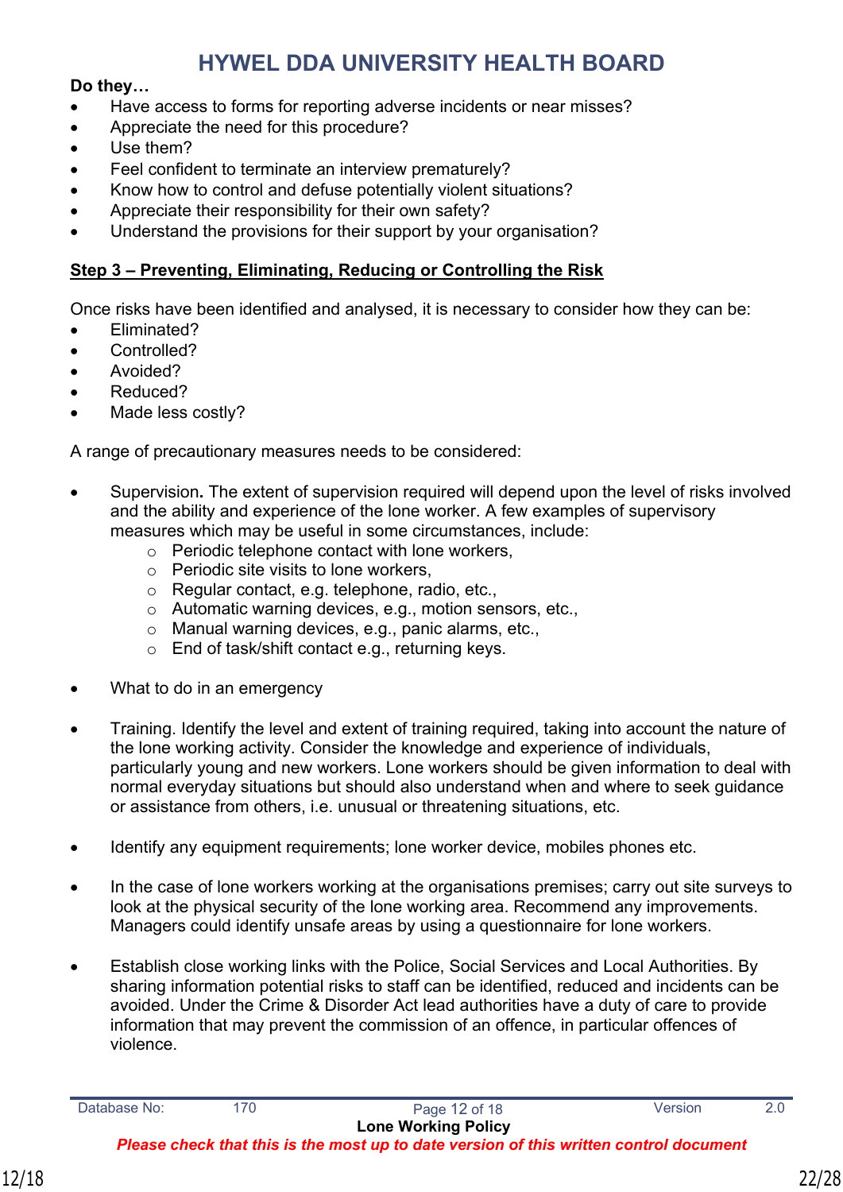**Do they…**

- Have access to forms for reporting adverse incidents or near misses?
- Appreciate the need for this procedure?
- Use them?
- Feel confident to terminate an interview prematurely?
- Know how to control and defuse potentially violent situations?
- Appreciate their responsibility for their own safety?
- Understand the provisions for their support by your organisation?

## Step 3 – Preventing, Eliminating, Reducing or Controlling the Risk

Once risks have been identified and analysed, it is necessary to consider how they can be:

- Eliminated?
- Controlled?
- Avoided?
- Reduced?
- Made less costly?

A range of precautionary measures needs to be considered:

- Supervision**.** The extent of supervision required will depend upon the level of risks involved and the ability and experience of the lone worker. A few examples of supervisory measures which may be useful in some circumstances, include:
  - Periodic telephone contact with lone workers,
  - Periodic site visits to lone workers,
  - Regular contact, e.g. telephone, radio, etc.,
  - Automatic warning devices, e.g., motion sensors, etc.,
  - Manual warning devices, e.g., panic alarms, etc.,
  - End of task/shift contact e.g., returning keys.

- What to do in an emergency

- Training. Identify the level and extent of training required, taking into account the nature of the lone working activity. Consider the knowledge and experience of individuals, particularly young and new workers. Lone workers should be given information to deal with normal everyday situations but should also understand when and where to seek guidance or assistance from others, i.e. unusual or threatening situations, etc.

- Identify any equipment requirements; lone worker device, mobiles phones etc.

- In the case of lone workers working at the organisations premises; carry out site surveys to look at the physical security of the lone working area. Recommend any improvements. Managers could identify unsafe areas by using a questionnaire for lone workers.

- Establish close working links with the Police, Social Services and Local Authorities. By sharing information potential risks to staff can be identified, reduced and incidents can be avoided. Under the Crime & Disorder Act lead authorities have a duty of care to provide information that may prevent the commission of an offence, in particular offences of violence.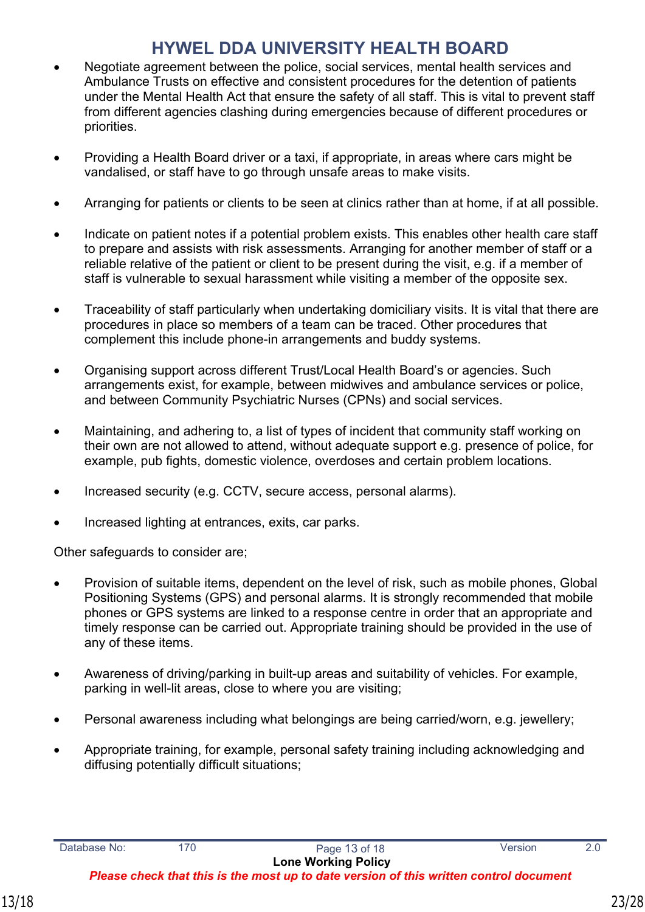- Negotiate agreement between the police, social services, mental health services and Ambulance Trusts on effective and consistent procedures for the detention of patients under the Mental Health Act that ensure the safety of all staff. This is vital to prevent staff from different agencies clashing during emergencies because of different procedures or priorities.

- Providing a Health Board driver or a taxi, if appropriate, in areas where cars might be vandalised, or staff have to go through unsafe areas to make visits.

- Arranging for patients or clients to be seen at clinics rather than at home, if at all possible.

- Indicate on patient notes if a potential problem exists. This enables other health care staff to prepare and assists with risk assessments. Arranging for another member of staff or a reliable relative of the patient or client to be present during the visit, e.g. if a member of staff is vulnerable to sexual harassment while visiting a member of the opposite sex.

- Traceability of staff particularly when undertaking domiciliary visits. It is vital that there are procedures in place so members of a team can be traced. Other procedures that complement this include phone-in arrangements and buddy systems.

- Organising support across different Trust/Local Health Board's or agencies. Such arrangements exist, for example, between midwives and ambulance services or police, and between Community Psychiatric Nurses (CPNs) and social services.

- Maintaining, and adhering to, a list of types of incident that community staff working on their own are not allowed to attend, without adequate support e.g. presence of police, for example, pub fights, domestic violence, overdoses and certain problem locations.

- Increased security (e.g. CCTV, secure access, personal alarms).

- Increased lighting at entrances, exits, car parks.

Other safeguards to consider are;

- Provision of suitable items, dependent on the level of risk, such as mobile phones, Global Positioning Systems (GPS) and personal alarms. It is strongly recommended that mobile phones or GPS systems are linked to a response centre in order that an appropriate and timely response can be carried out. Appropriate training should be provided in the use of any of these items.

- Awareness of driving/parking in built-up areas and suitability of vehicles. For example, parking in well-lit areas, close to where you are visiting;

- Personal awareness including what belongings are being carried/worn, e.g. jewellery;

- Appropriate training, for example, personal safety training including acknowledging and diffusing potentially difficult situations;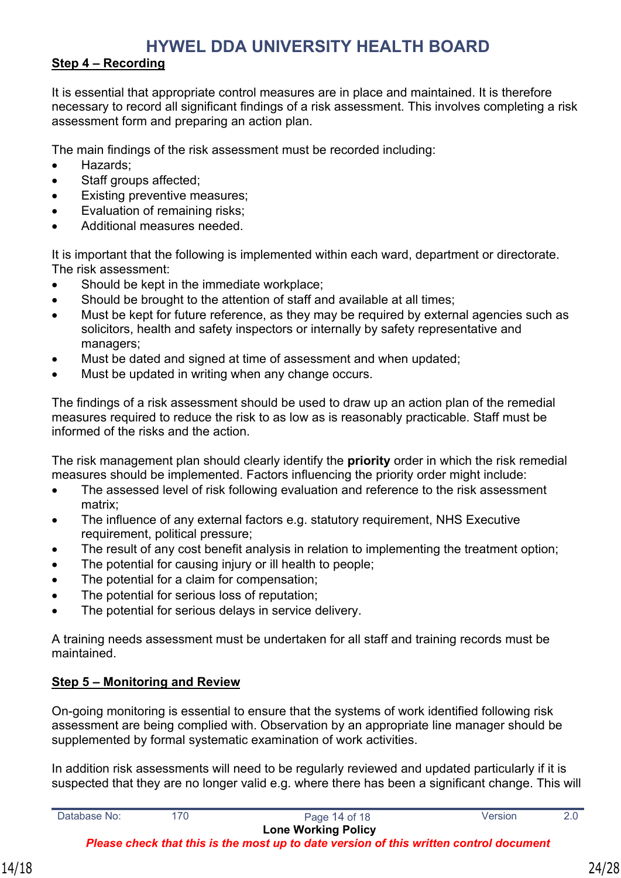**Step 4 – Recording**

It is essential that appropriate control measures are in place and maintained. It is therefore necessary to record all significant findings of a risk assessment. This involves completing a risk assessment form and preparing an action plan.

The main findings of the risk assessment must be recorded including:

- Hazards;
- Staff groups affected;
- Existing preventive measures;
- Evaluation of remaining risks;
- Additional measures needed.

It is important that the following is implemented within each ward, department or directorate. The risk assessment:

- Should be kept in the immediate workplace;
- Should be brought to the attention of staff and available at all times;
- Must be kept for future reference, as they may be required by external agencies such as solicitors, health and safety inspectors or internally by safety representative and managers;
- Must be dated and signed at time of assessment and when updated;
- Must be updated in writing when any change occurs.

The findings of a risk assessment should be used to draw up an action plan of the remedial measures required to reduce the risk to as low as is reasonably practicable. Staff must be informed of the risks and the action.

The risk management plan should clearly identify the **priority** order in which the risk remedial measures should be implemented. Factors influencing the priority order might include:

- The assessed level of risk following evaluation and reference to the risk assessment matrix;
- The influence of any external factors e.g. statutory requirement, NHS Executive requirement, political pressure;
- The result of any cost benefit analysis in relation to implementing the treatment option;
- The potential for causing injury or ill health to people;
- The potential for a claim for compensation;
- The potential for serious loss of reputation;
- The potential for serious delays in service delivery.

A training needs assessment must be undertaken for all staff and training records must be maintained.

**Step 5 – Monitoring and Review**

On-going monitoring is essential to ensure that the systems of work identified following risk assessment are being complied with. Observation by an appropriate line manager should be supplemented by formal systematic examination of work activities.

In addition risk assessments will need to be regularly reviewed and updated particularly if it is suspected that they are no longer valid e.g. where there has been a significant change. This will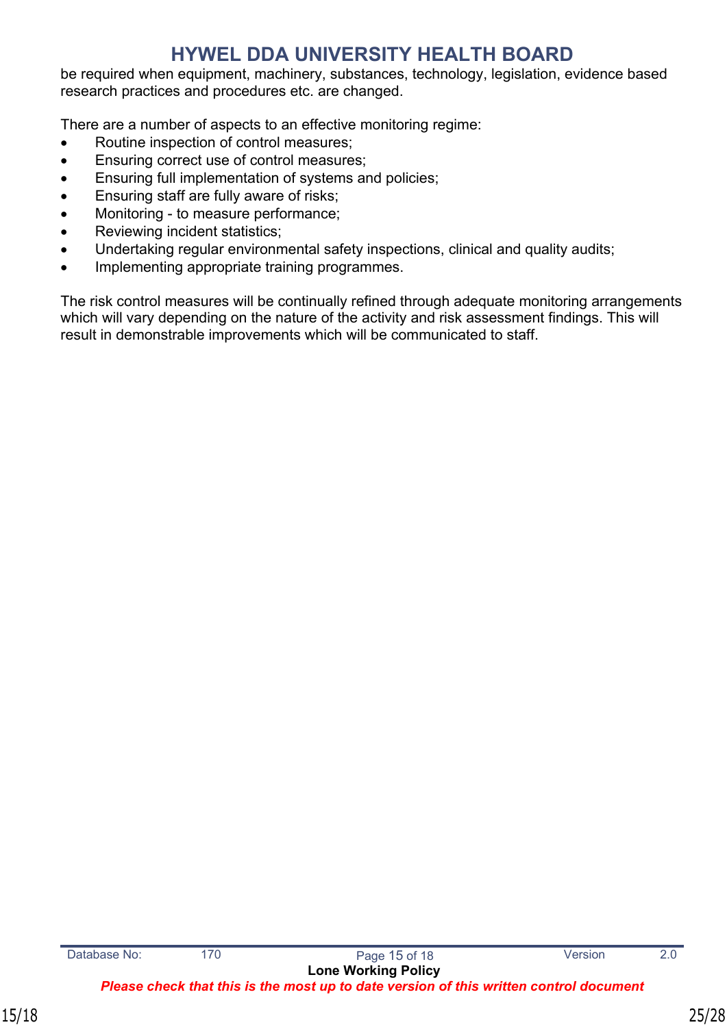be required when equipment, machinery, substances, technology, legislation, evidence based research practices and procedures etc. are changed.

There are a number of aspects to an effective monitoring regime:

- Routine inspection of control measures;
- Ensuring correct use of control measures;
- Ensuring full implementation of systems and policies;
- Ensuring staff are fully aware of risks;
- Monitoring - to measure performance;
- Reviewing incident statistics;
- Undertaking regular environmental safety inspections, clinical and quality audits;
- Implementing appropriate training programmes.

The risk control measures will be continually refined through adequate monitoring arrangements which will vary depending on the nature of the activity and risk assessment findings. This will result in demonstrable improvements which will be communicated to staff.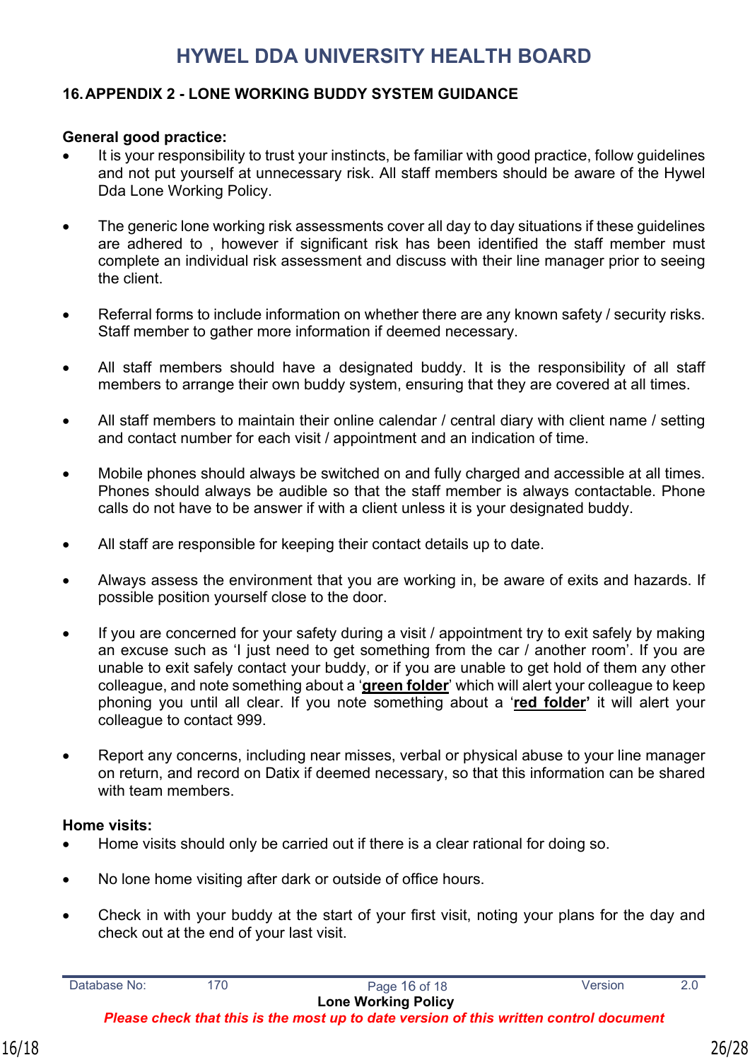## 16. APPENDIX 2 - LONE WORKING BUDDY SYSTEM GUIDANCE

**General good practice:**

- It is your responsibility to trust your instincts, be familiar with good practice, follow guidelines and not put yourself at unnecessary risk. All staff members should be aware of the Hywel Dda Lone Working Policy.

- The generic lone working risk assessments cover all day to day situations if these guidelines are adhered to , however if significant risk has been identified the staff member must complete an individual risk assessment and discuss with their line manager prior to seeing the client.

- Referral forms to include information on whether there are any known safety / security risks. Staff member to gather more information if deemed necessary.

- All staff members should have a designated buddy. It is the responsibility of all staff members to arrange their own buddy system, ensuring that they are covered at all times.

- All staff members to maintain their online calendar / central diary with client name / setting and contact number for each visit / appointment and an indication of time.

- Mobile phones should always be switched on and fully charged and accessible at all times. Phones should always be audible so that the staff member is always contactable. Phone calls do not have to be answer if with a client unless it is your designated buddy.

- All staff are responsible for keeping their contact details up to date.

- Always assess the environment that you are working in, be aware of exits and hazards. If possible position yourself close to the door.

- If you are concerned for your safety during a visit / appointment try to exit safely by making an excuse such as 'I just need to get something from the car / another room'. If you are unable to exit safely contact your buddy, or if you are unable to get hold of them any other colleague, and note something about a '**green folder**' which will alert your colleague to keep phoning you until all clear. If you note something about a '**red folder'** it will alert your colleague to contact 999.

- Report any concerns, including near misses, verbal or physical abuse to your line manager on return, and record on Datix if deemed necessary, so that this information can be shared with team members.

**Home visits:**

- Home visits should only be carried out if there is a clear rational for doing so.

- No lone home visiting after dark or outside of office hours.

- Check in with your buddy at the start of your first visit, noting your plans for the day and check out at the end of your last visit.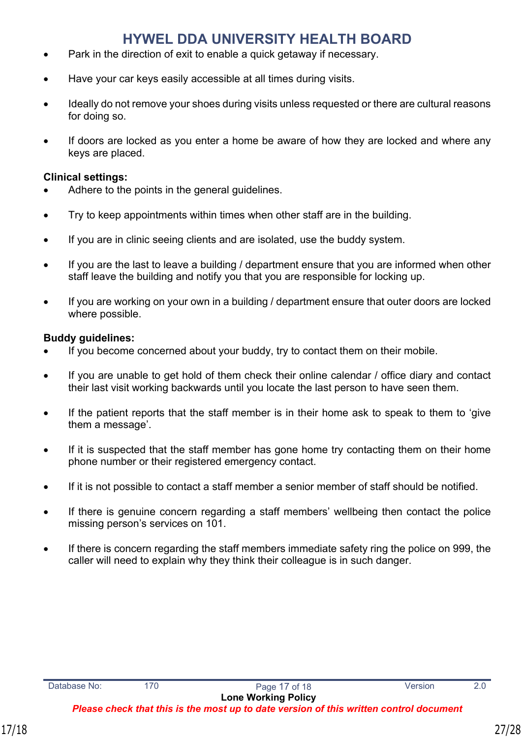- Park in the direction of exit to enable a quick getaway if necessary.

- Have your car keys easily accessible at all times during visits.

- Ideally do not remove your shoes during visits unless requested or there are cultural reasons for doing so.

- If doors are locked as you enter a home be aware of how they are locked and where any keys are placed.

**Clinical settings:**

- Adhere to the points in the general guidelines.

- Try to keep appointments within times when other staff are in the building.

- If you are in clinic seeing clients and are isolated, use the buddy system.

- If you are the last to leave a building / department ensure that you are informed when other staff leave the building and notify you that you are responsible for locking up.

- If you are working on your own in a building / department ensure that outer doors are locked where possible.

**Buddy guidelines:**

- If you become concerned about your buddy, try to contact them on their mobile.

- If you are unable to get hold of them check their online calendar / office diary and contact their last visit working backwards until you locate the last person to have seen them.

- If the patient reports that the staff member is in their home ask to speak to them to 'give them a message'.

- If it is suspected that the staff member has gone home try contacting them on their home phone number or their registered emergency contact.

- If it is not possible to contact a staff member a senior member of staff should be notified.

- If there is genuine concern regarding a staff members' wellbeing then contact the police missing person's services on 101.

- If there is concern regarding the staff members immediate safety ring the police on 999, the caller will need to explain why they think their colleague is in such danger.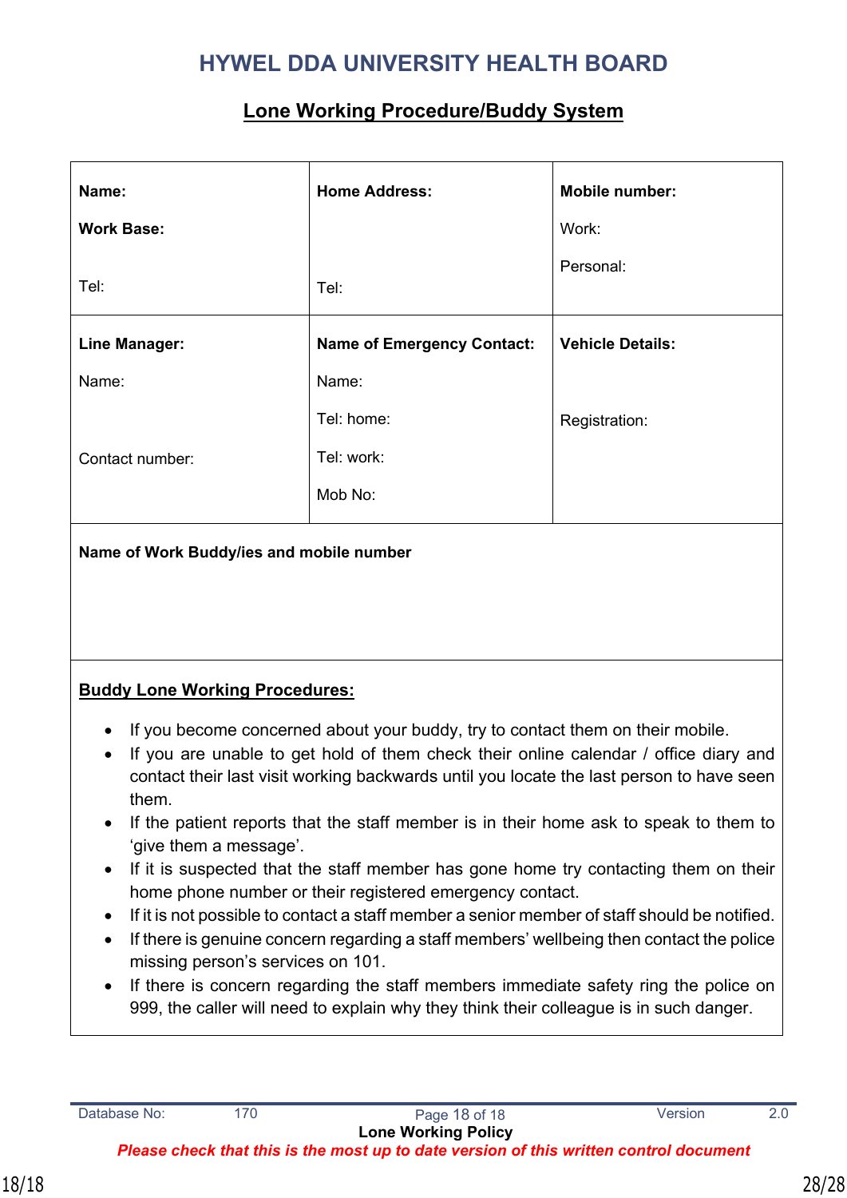# HYWEL DDA UNIVERSITY HEALTH BOARD

## Lone Working Procedure/Buddy System

| | | |
|---|---|---|
| **Name:**<br><br>**Work Base:**<br><br>Tel: | **Home Address:**<br><br>Tel: | **Mobile number:**<br><br>Work:<br><br>Personal: |
| **Line Manager:**<br><br>Name:<br><br>Contact number: | **Name of Emergency Contact:**<br><br>Name:<br><br>Tel: home:<br><br>Tel: work:<br><br>Mob No: | **Vehicle Details:**<br><br>Registration: |
| **Name of Work Buddy/ies and mobile number** | | |

**Buddy Lone Working Procedures:**

- If you become concerned about your buddy, try to contact them on their mobile.
- If you are unable to get hold of them check their online calendar / office diary and contact their last visit working backwards until you locate the last person to have seen them.
- If the patient reports that the staff member is in their home ask to speak to them to 'give them a message'.
- If it is suspected that the staff member has gone home try contacting them on their home phone number or their registered emergency contact.
- If it is not possible to contact a staff member a senior member of staff should be notified.
- If there is genuine concern regarding a staff members' wellbeing then contact the police missing person's services on 101.
- If there is concern regarding the staff members immediate safety ring the police on 999, the caller will need to explain why they think their colleague is in such danger.